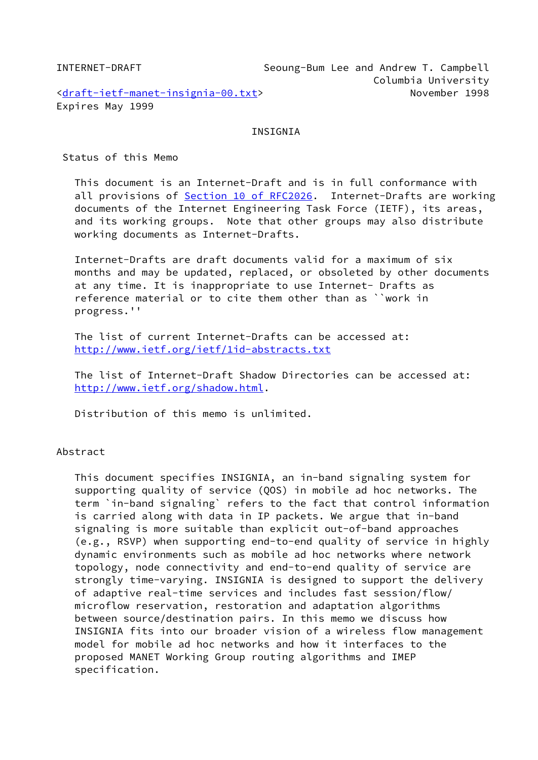INTERNET-DRAFT Seoung-Bum Lee and Andrew T. Campbell
Columbia University
<draft-ietf-manet-insignia-00.txt> November 1998
Expires May 1999

# INSIGNIA

## Status of this Memo

This document is an Internet-Draft and is in full conformance with all provisions of Section 10 of RFC2026. Internet-Drafts are working documents of the Internet Engineering Task Force (IETF), its areas, and its working groups. Note that other groups may also distribute working documents as Internet-Drafts.

Internet-Drafts are draft documents valid for a maximum of six months and may be updated, replaced, or obsoleted by other documents at any time. It is inappropriate to use Internet- Drafts as reference material or to cite them other than as ``work in progress.''

The list of current Internet-Drafts can be accessed at:
http://www.ietf.org/ietf/1id-abstracts.txt

The list of Internet-Draft Shadow Directories can be accessed at:
http://www.ietf.org/shadow.html.

Distribution of this memo is unlimited.

## Abstract

This document specifies INSIGNIA, an in-band signaling system for supporting quality of service (QOS) in mobile ad hoc networks. The term `in-band signaling` refers to the fact that control information is carried along with data in IP packets. We argue that in-band signaling is more suitable than explicit out-of-band approaches (e.g., RSVP) when supporting end-to-end quality of service in highly dynamic environments such as mobile ad hoc networks where network topology, node connectivity and end-to-end quality of service are strongly time-varying. INSIGNIA is designed to support the delivery of adaptive real-time services and includes fast session/flow/microflow reservation, restoration and adaptation algorithms between source/destination pairs. In this memo we discuss how INSIGNIA fits into our broader vision of a wireless flow management model for mobile ad hoc networks and how it interfaces to the proposed MANET Working Group routing algorithms and IMEP specification.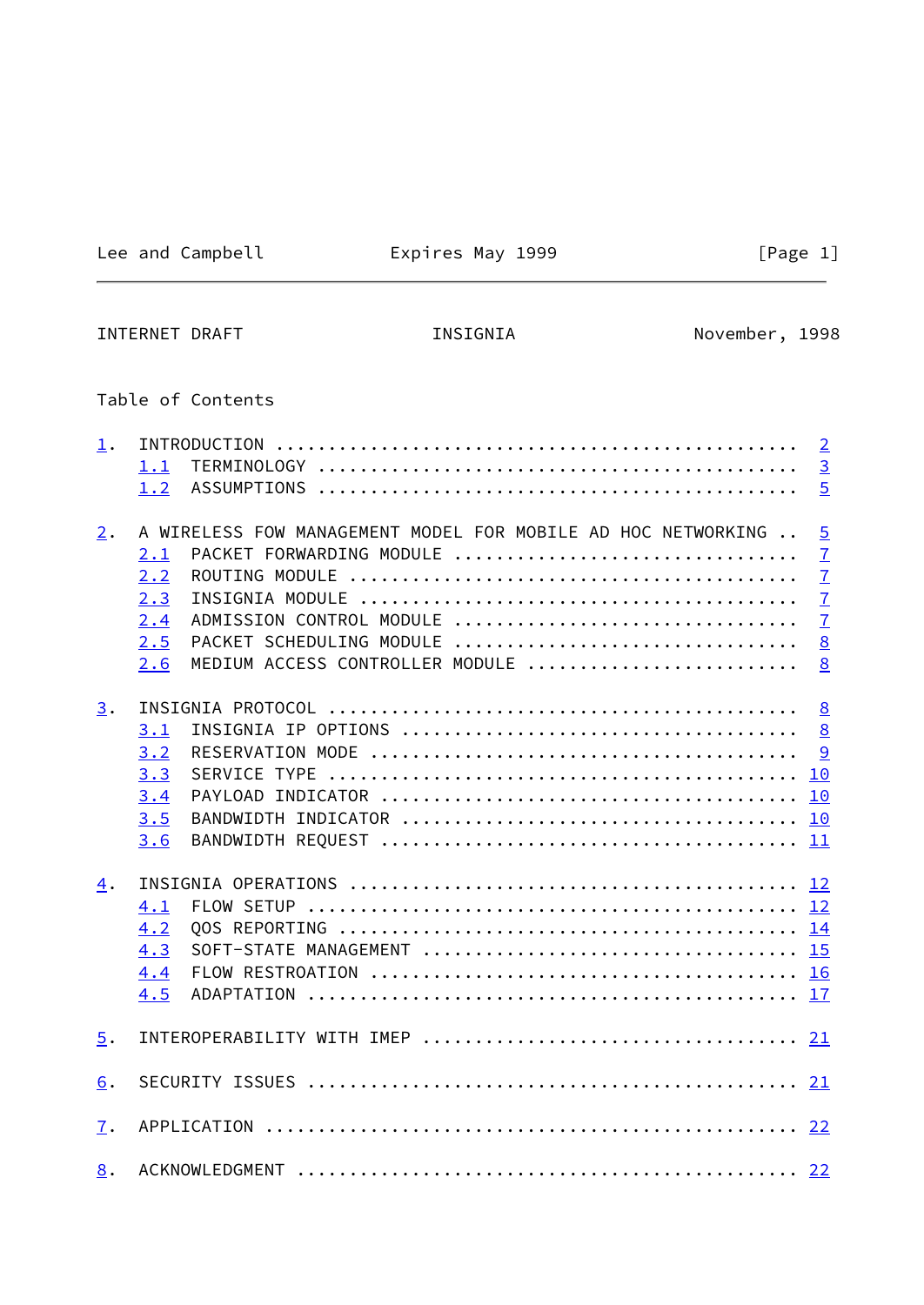Table of Contents

1. INTRODUCTION .................................................. 2
   1.1 TERMINOLOGY ............................................. 3
   1.2 ASSUMPTIONS ............................................. 5

2. A WIRELESS FOW MANAGEMENT MODEL FOR MOBILE AD HOC NETWORKING .. 5
   2.1 PACKET FORWARDING MODULE ................................ 7
   2.2 ROUTING MODULE .......................................... 7
   2.3 INSIGNIA MODULE ......................................... 7
   2.4 ADMISSION CONTROL MODULE ................................ 7
   2.5 PACKET SCHEDULING MODULE ................................ 8
   2.6 MEDIUM ACCESS CONTROLLER MODULE ......................... 8

3. INSIGNIA PROTOCOL ............................................. 8
   3.1 INSIGNIA IP OPTIONS ..................................... 8
   3.2 RESERVATION MODE ........................................ 9
   3.3 SERVICE TYPE ............................................ 10
   3.4 PAYLOAD INDICATOR ....................................... 10
   3.5 BANDWIDTH INDICATOR ..................................... 10
   3.6 BANDWIDTH REQUEST ....................................... 11

4. INSIGNIA OPERATIONS ........................................... 12
   4.1 FLOW SETUP .............................................. 12
   4.2 QOS REPORTING ........................................... 14
   4.3 SOFT-STATE MANAGEMENT ................................... 15
   4.4 FLOW RESTROATION ........................................ 16
   4.5 ADAPTATION .............................................. 17

5. INTEROPERABILITY WITH IMEP .................................... 21

6. SECURITY ISSUES ............................................... 21

7. APPLICATION ................................................... 22

8. ACKNOWLEDGMENT ................................................ 22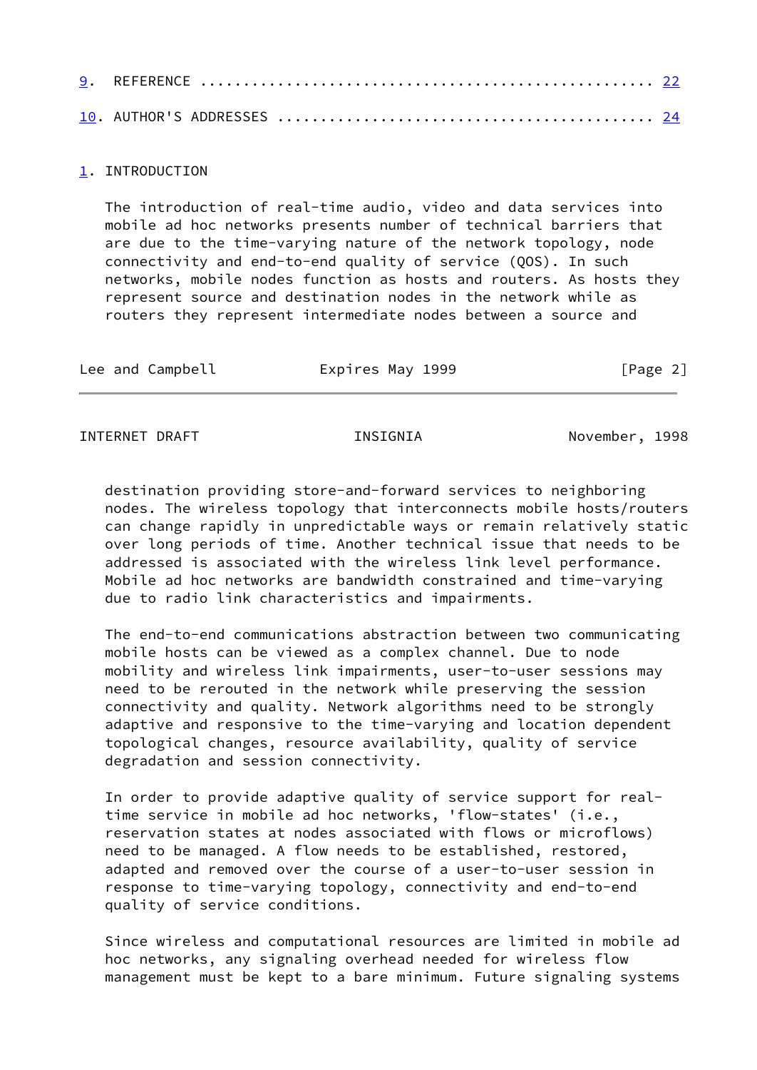9. REFERENCE ..................................................... 22

10. AUTHOR'S ADDRESSES ........................................... 24

## 1. INTRODUCTION

The introduction of real-time audio, video and data services into mobile ad hoc networks presents number of technical barriers that are due to the time-varying nature of the network topology, node connectivity and end-to-end quality of service (QOS). In such networks, mobile nodes function as hosts and routers. As hosts they represent source and destination nodes in the network while as routers they represent intermediate nodes between a source and destination providing store-and-forward services to neighboring nodes. The wireless topology that interconnects mobile hosts/routers can change rapidly in unpredictable ways or remain relatively static over long periods of time. Another technical issue that needs to be addressed is associated with the wireless link level performance. Mobile ad hoc networks are bandwidth constrained and time-varying due to radio link characteristics and impairments.

The end-to-end communications abstraction between two communicating mobile hosts can be viewed as a complex channel. Due to node mobility and wireless link impairments, user-to-user sessions may need to be rerouted in the network while preserving the session connectivity and quality. Network algorithms need to be strongly adaptive and responsive to the time-varying and location dependent topological changes, resource availability, quality of service degradation and session connectivity.

In order to provide adaptive quality of service support for real-time service in mobile ad hoc networks, 'flow-states' (i.e., reservation states at nodes associated with flows or microflows) need to be managed. A flow needs to be established, restored, adapted and removed over the course of a user-to-user session in response to time-varying topology, connectivity and end-to-end quality of service conditions.

Since wireless and computational resources are limited in mobile ad hoc networks, any signaling overhead needed for wireless flow management must be kept to a bare minimum. Future signaling systems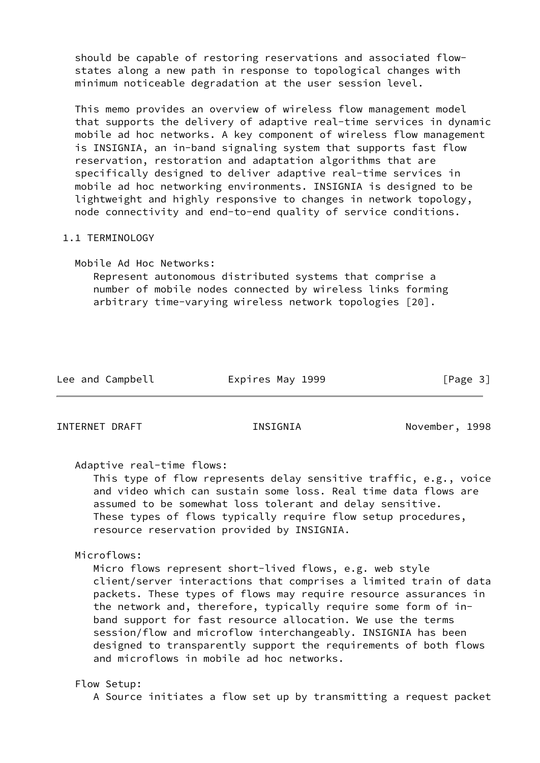should be capable of restoring reservations and associated flow-states along a new path in response to topological changes with minimum noticeable degradation at the user session level.

This memo provides an overview of wireless flow management model that supports the delivery of adaptive real-time services in dynamic mobile ad hoc networks. A key component of wireless flow management is INSIGNIA, an in-band signaling system that supports fast flow reservation, restoration and adaptation algorithms that are specifically designed to deliver adaptive real-time services in mobile ad hoc networking environments. INSIGNIA is designed to be lightweight and highly responsive to changes in network topology, node connectivity and end-to-end quality of service conditions.

### 1.1 TERMINOLOGY

Mobile Ad Hoc Networks:
Represent autonomous distributed systems that comprise a number of mobile nodes connected by wireless links forming arbitrary time-varying wireless network topologies [20].

Adaptive real-time flows:
This type of flow represents delay sensitive traffic, e.g., voice and video which can sustain some loss. Real time data flows are assumed to be somewhat loss tolerant and delay sensitive. These types of flows typically require flow setup procedures, resource reservation provided by INSIGNIA.

Microflows:
Micro flows represent short-lived flows, e.g. web style client/server interactions that comprises a limited train of data packets. These types of flows may require resource assurances in the network and, therefore, typically require some form of in-band support for fast resource allocation. We use the terms session/flow and microflow interchangeably. INSIGNIA has been designed to transparently support the requirements of both flows and microflows in mobile ad hoc networks.

Flow Setup:
A Source initiates a flow set up by transmitting a request packet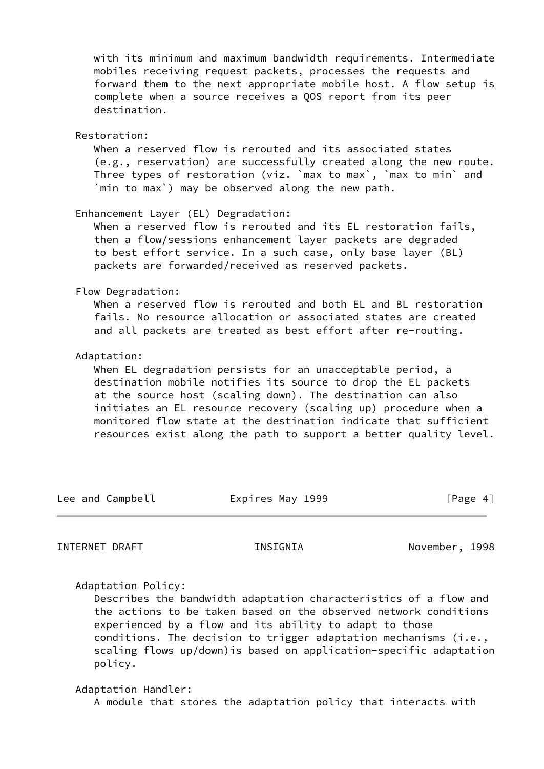with its minimum and maximum bandwidth requirements. Intermediate mobiles receiving request packets, processes the requests and forward them to the next appropriate mobile host. A flow setup is complete when a source receives a QOS report from its peer destination.

Restoration:
When a reserved flow is rerouted and its associated states (e.g., reservation) are successfully created along the new route. Three types of restoration (viz. `max to max`, `max to min` and `min to max`) may be observed along the new path.

Enhancement Layer (EL) Degradation:
When a reserved flow is rerouted and its EL restoration fails, then a flow/sessions enhancement layer packets are degraded to best effort service. In a such case, only base layer (BL) packets are forwarded/received as reserved packets.

Flow Degradation:
When a reserved flow is rerouted and both EL and BL restoration fails. No resource allocation or associated states are created and all packets are treated as best effort after re-routing.

Adaptation:
When EL degradation persists for an unacceptable period, a destination mobile notifies its source to drop the EL packets at the source host (scaling down). The destination can also initiates an EL resource recovery (scaling up) procedure when a monitored flow state at the destination indicate that sufficient resources exist along the path to support a better quality level.

Adaptation Policy:
Describes the bandwidth adaptation characteristics of a flow and the actions to be taken based on the observed network conditions experienced by a flow and its ability to adapt to those conditions. The decision to trigger adaptation mechanisms (i.e., scaling flows up/down)is based on application-specific adaptation policy.

Adaptation Handler:
A module that stores the adaptation policy that interacts with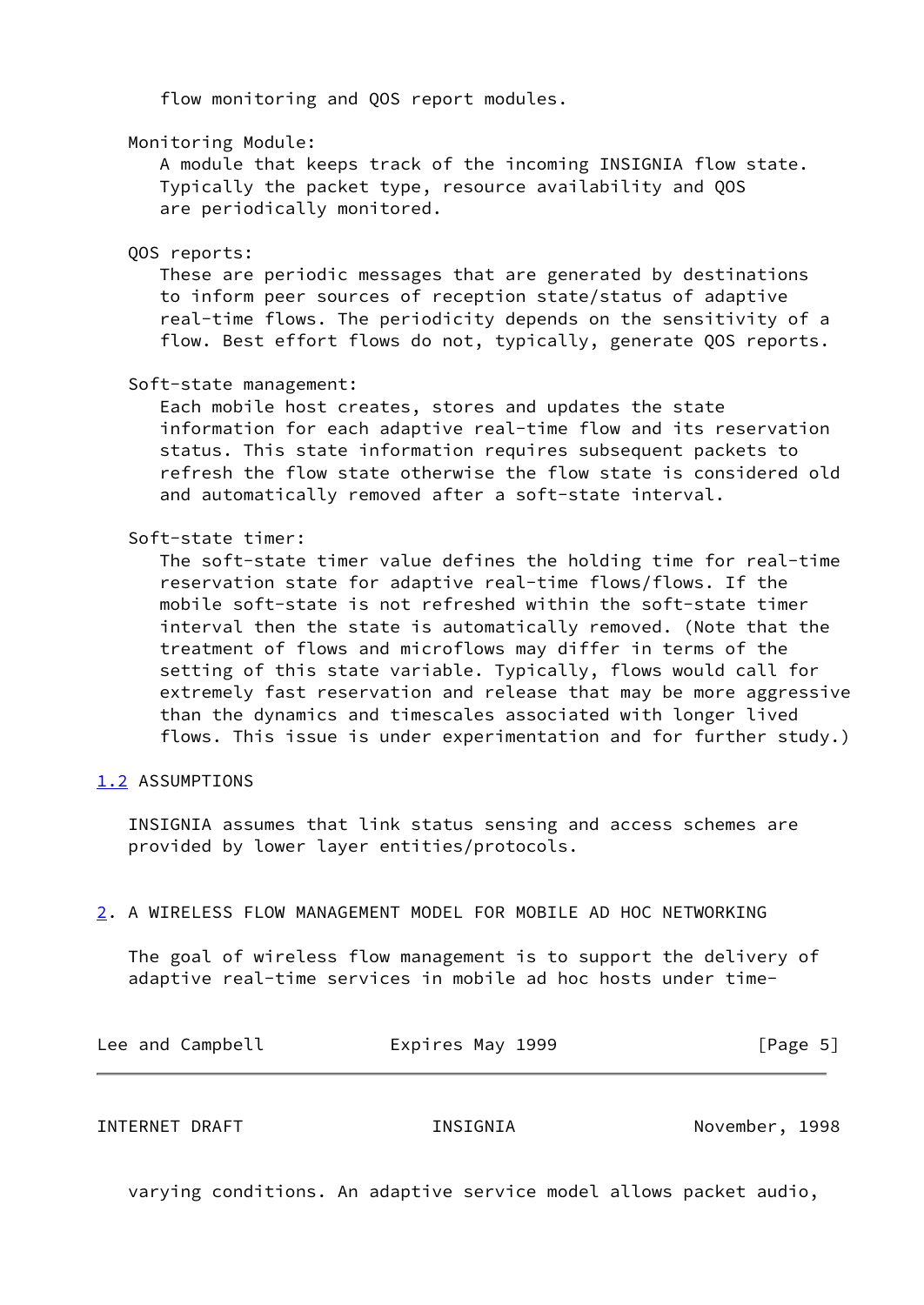flow monitoring and QOS report modules.

Monitoring Module:
A module that keeps track of the incoming INSIGNIA flow state. Typically the packet type, resource availability and QOS are periodically monitored.

QOS reports:
These are periodic messages that are generated by destinations to inform peer sources of reception state/status of adaptive real-time flows. The periodicity depends on the sensitivity of a flow. Best effort flows do not, typically, generate QOS reports.

Soft-state management:
Each mobile host creates, stores and updates the state information for each adaptive real-time flow and its reservation status. This state information requires subsequent packets to refresh the flow state otherwise the flow state is considered old and automatically removed after a soft-state interval.

Soft-state timer:
The soft-state timer value defines the holding time for real-time reservation state for adaptive real-time flows/flows. If the mobile soft-state is not refreshed within the soft-state timer interval then the state is automatically removed. (Note that the treatment of flows and microflows may differ in terms of the setting of this state variable. Typically, flows would call for extremely fast reservation and release that may be more aggressive than the dynamics and timescales associated with longer lived flows. This issue is under experimentation and for further study.)

## 1.2 ASSUMPTIONS

INSIGNIA assumes that link status sensing and access schemes are provided by lower layer entities/protocols.

# 2. A WIRELESS FLOW MANAGEMENT MODEL FOR MOBILE AD HOC NETWORKING

The goal of wireless flow management is to support the delivery of adaptive real-time services in mobile ad hoc hosts under time-varying conditions. An adaptive service model allows packet audio,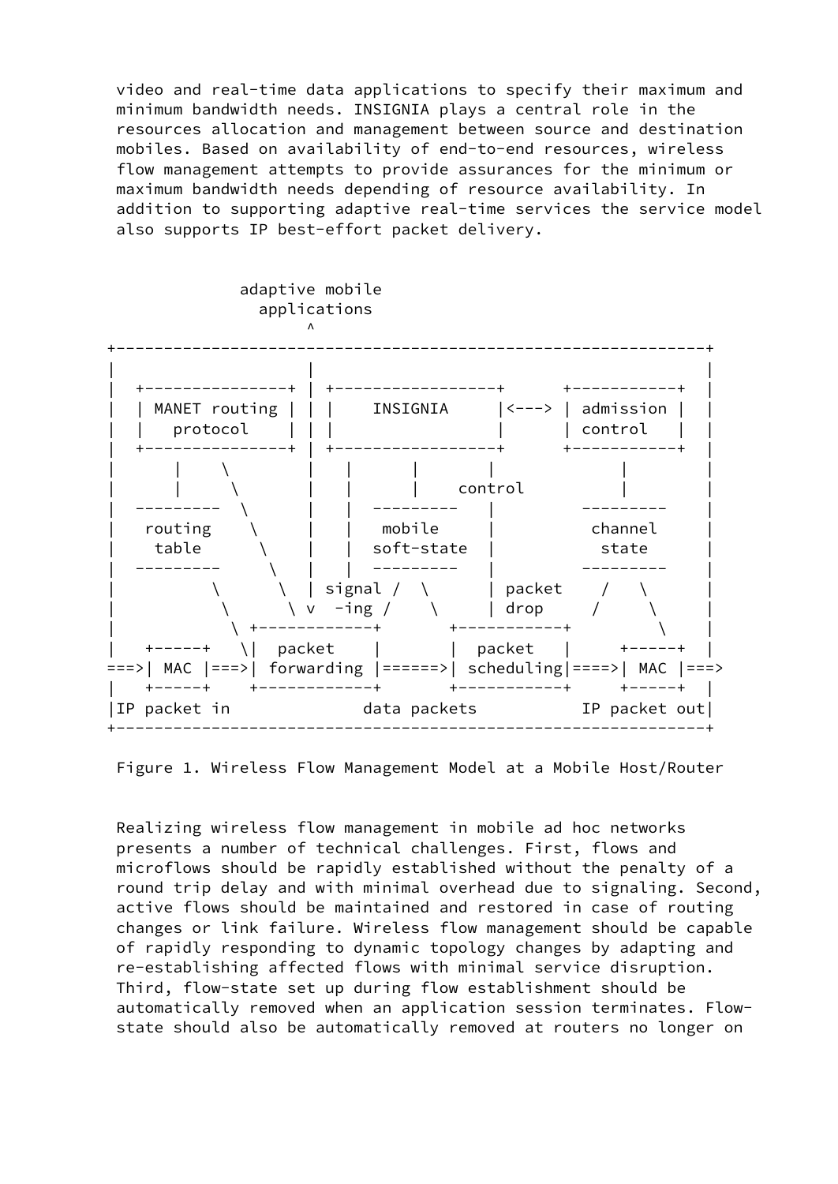video and real-time data applications to specify their maximum and minimum bandwidth needs. INSIGNIA plays a central role in the resources allocation and management between source and destination mobiles. Based on availability of end-to-end resources, wireless flow management attempts to provide assurances for the minimum or maximum bandwidth needs depending of resource availability. In addition to supporting adaptive real-time services the service model also supports IP best-effort packet delivery.

```
              adaptive mobile
                applications
                     ^
+---------------------------------------------------------------+
|                    |                                          |
|  +---------------+ | +-----------------+      +-----------+  |
|  | MANET routing | | |    INSIGNIA     |<---> | admission |  |
|  |   protocol    | | |                 |      | control   |  |
|  +---------------+ | +-----------------+      +-----------+  |
|      |    \        |  |      |       |             |         |
|      |     \       |  |      |    control          |         |
|  ---------  \      |  |  ---------   |         ---------     |
|   routing    \     |  |   mobile     |          channel      |
|    table      \    |  |  soft-state  |           state       |
|  ---------     \   |  |  ---------   |         ---------     |
|         \      \  | signal /  \      | packet    /   \       |
|          \      \ v  -ing /    \     | drop     /     \      |
|           \ +------------+      +-----------+          \    |
|   +-----+   \|  packet    |      |  packet   |     +-----+  |
===>| MAC |===>| forwarding |======>| scheduling|====>| MAC |===>
|   +-----+    +------------+      +-----------+     +-----+  |
|IP packet in             data packets          IP packet out|
+---------------------------------------------------------------+
```

Figure 1. Wireless Flow Management Model at a Mobile Host/Router

Realizing wireless flow management in mobile ad hoc networks presents a number of technical challenges. First, flows and microflows should be rapidly established without the penalty of a round trip delay and with minimal overhead due to signaling. Second, active flows should be maintained and restored in case of routing changes or link failure. Wireless flow management should be capable of rapidly responding to dynamic topology changes by adapting and re-establishing affected flows with minimal service disruption. Third, flow-state set up during flow establishment should be automatically removed when an application session terminates. Flow-state should also be automatically removed at routers no longer on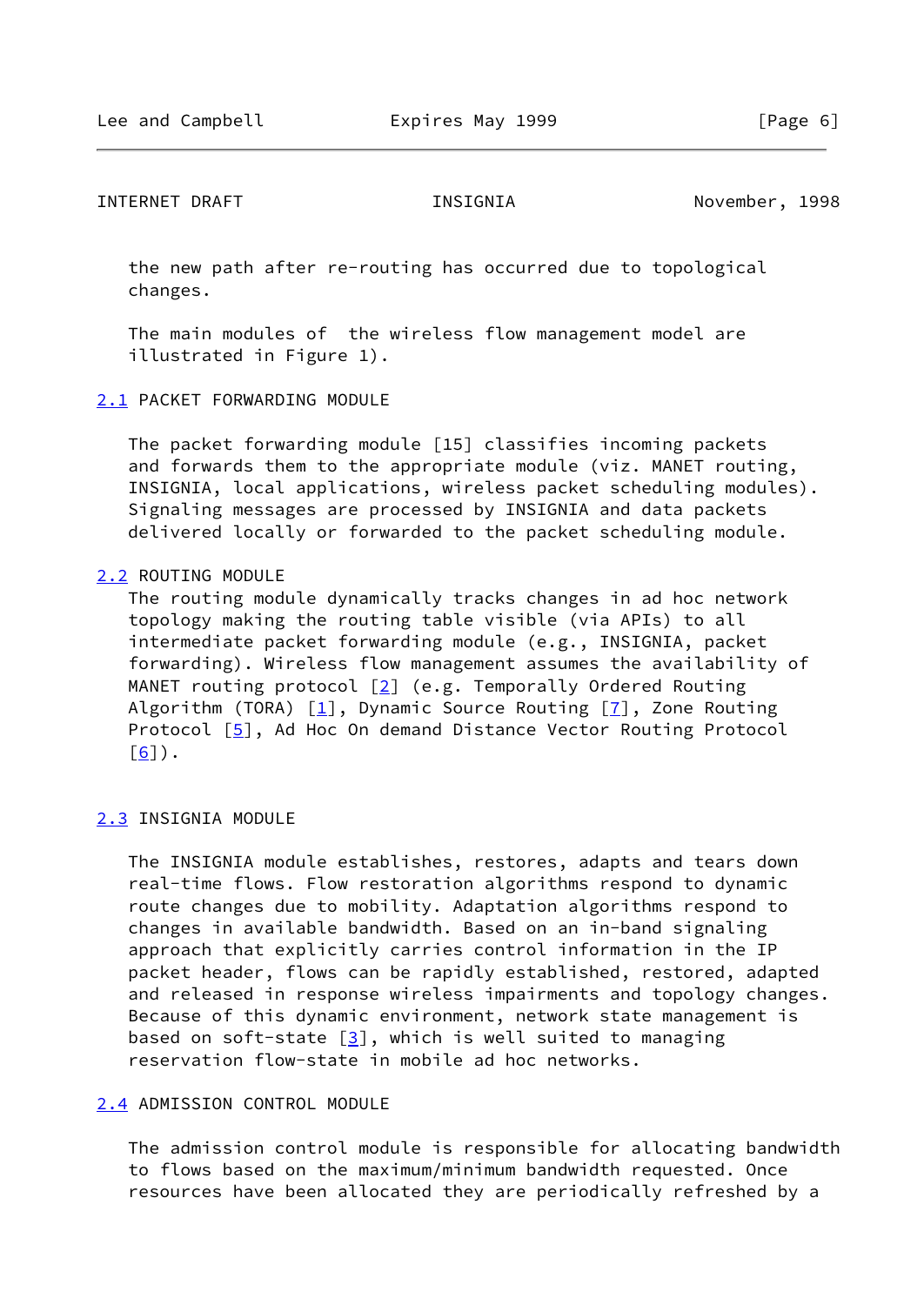the new path after re-routing has occurred due to topological changes.

The main modules of the wireless flow management model are illustrated in Figure 1).

## 2.1 PACKET FORWARDING MODULE

The packet forwarding module [15] classifies incoming packets and forwards them to the appropriate module (viz. MANET routing, INSIGNIA, local applications, wireless packet scheduling modules). Signaling messages are processed by INSIGNIA and data packets delivered locally or forwarded to the packet scheduling module.

## 2.2 ROUTING MODULE

The routing module dynamically tracks changes in ad hoc network topology making the routing table visible (via APIs) to all intermediate packet forwarding module (e.g., INSIGNIA, packet forwarding). Wireless flow management assumes the availability of MANET routing protocol [2] (e.g. Temporally Ordered Routing Algorithm (TORA) [1], Dynamic Source Routing [7], Zone Routing Protocol [5], Ad Hoc On demand Distance Vector Routing Protocol [6]).

## 2.3 INSIGNIA MODULE

The INSIGNIA module establishes, restores, adapts and tears down real-time flows. Flow restoration algorithms respond to dynamic route changes due to mobility. Adaptation algorithms respond to changes in available bandwidth. Based on an in-band signaling approach that explicitly carries control information in the IP packet header, flows can be rapidly established, restored, adapted and released in response wireless impairments and topology changes. Because of this dynamic environment, network state management is based on soft-state [3], which is well suited to managing reservation flow-state in mobile ad hoc networks.

## 2.4 ADMISSION CONTROL MODULE

The admission control module is responsible for allocating bandwidth to flows based on the maximum/minimum bandwidth requested. Once resources have been allocated they are periodically refreshed by a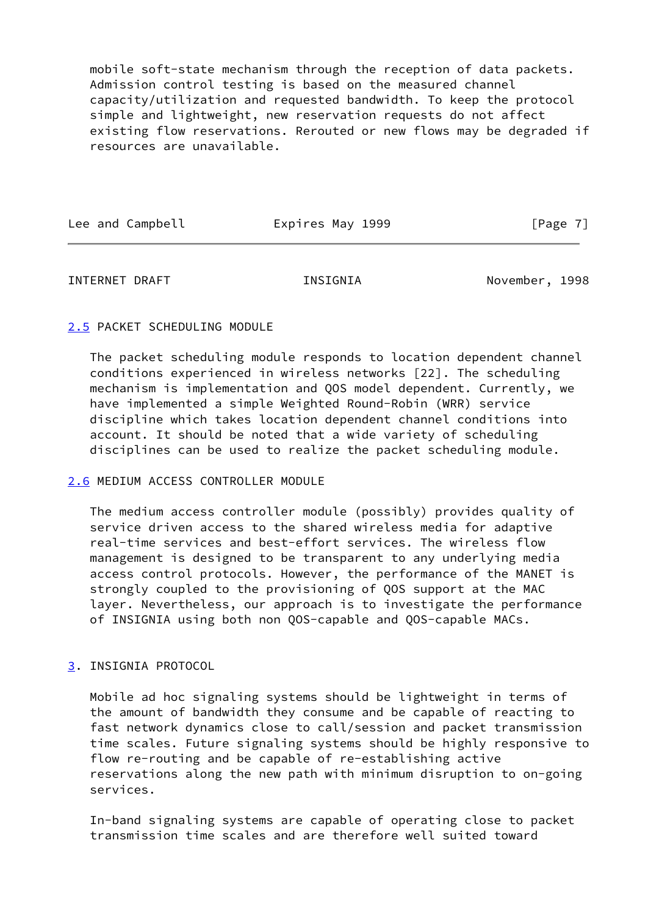mobile soft-state mechanism through the reception of data packets. Admission control testing is based on the measured channel capacity/utilization and requested bandwidth. To keep the protocol simple and lightweight, new reservation requests do not affect existing flow reservations. Rerouted or new flows may be degraded if resources are unavailable.

### 2.5 PACKET SCHEDULING MODULE

The packet scheduling module responds to location dependent channel conditions experienced in wireless networks [22]. The scheduling mechanism is implementation and QOS model dependent. Currently, we have implemented a simple Weighted Round-Robin (WRR) service discipline which takes location dependent channel conditions into account. It should be noted that a wide variety of scheduling disciplines can be used to realize the packet scheduling module.

### 2.6 MEDIUM ACCESS CONTROLLER MODULE

The medium access controller module (possibly) provides quality of service driven access to the shared wireless media for adaptive real-time services and best-effort services. The wireless flow management is designed to be transparent to any underlying media access control protocols. However, the performance of the MANET is strongly coupled to the provisioning of QOS support at the MAC layer. Nevertheless, our approach is to investigate the performance of INSIGNIA using both non QOS-capable and QOS-capable MACs.

## 3. INSIGNIA PROTOCOL

Mobile ad hoc signaling systems should be lightweight in terms of the amount of bandwidth they consume and be capable of reacting to fast network dynamics close to call/session and packet transmission time scales. Future signaling systems should be highly responsive to flow re-routing and be capable of re-establishing active reservations along the new path with minimum disruption to on-going services.

In-band signaling systems are capable of operating close to packet transmission time scales and are therefore well suited toward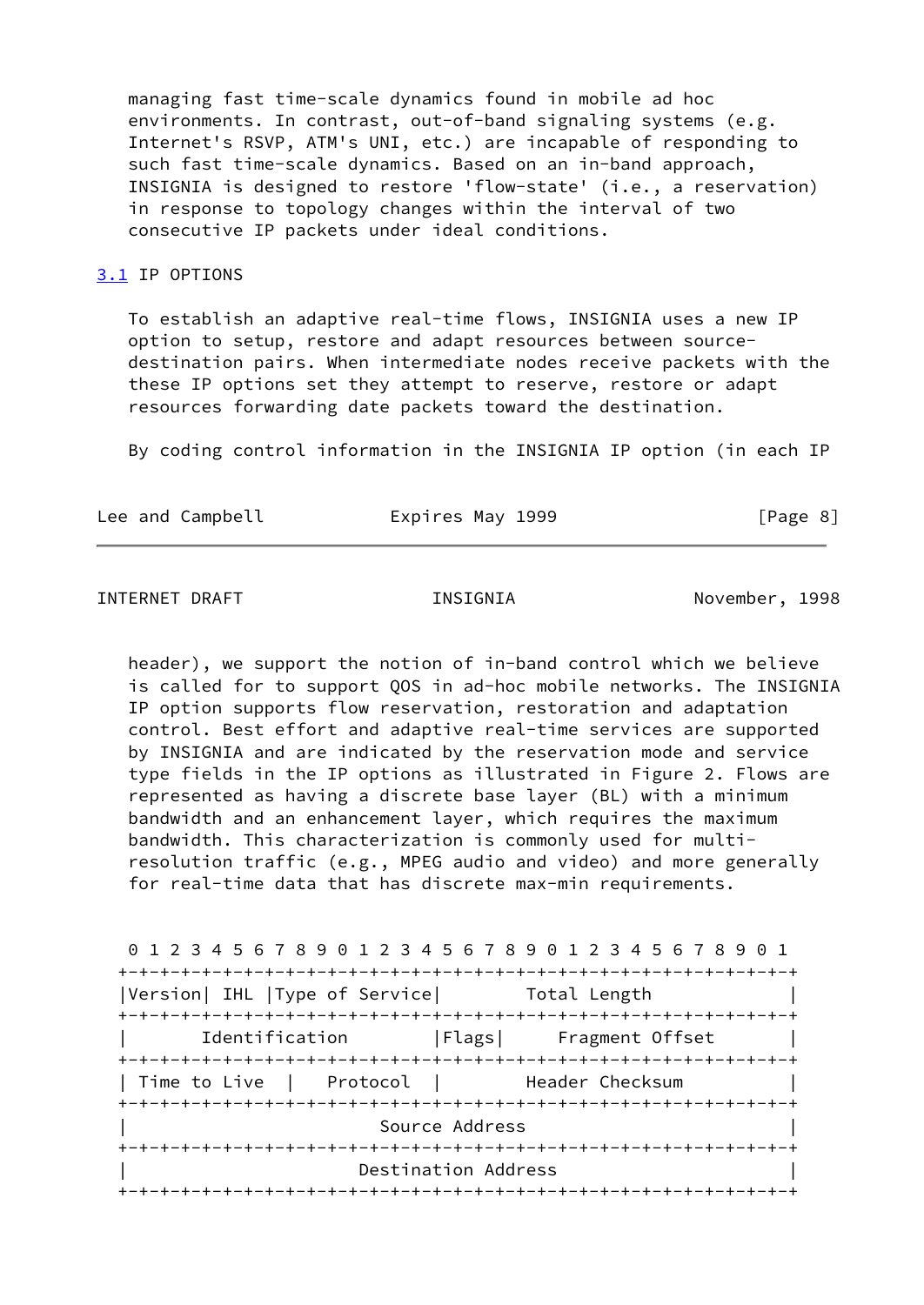managing fast time-scale dynamics found in mobile ad hoc environments. In contrast, out-of-band signaling systems (e.g. Internet's RSVP, ATM's UNI, etc.) are incapable of responding to such fast time-scale dynamics. Based on an in-band approach, INSIGNIA is designed to restore 'flow-state' (i.e., a reservation) in response to topology changes within the interval of two consecutive IP packets under ideal conditions.

## 3.1 IP OPTIONS

To establish an adaptive real-time flows, INSIGNIA uses a new IP option to setup, restore and adapt resources between source-destination pairs. When intermediate nodes receive packets with the these IP options set they attempt to reserve, restore or adapt resources forwarding date packets toward the destination.

By coding control information in the INSIGNIA IP option (in each IP header), we support the notion of in-band control which we believe is called for to support QOS in ad-hoc mobile networks. The INSIGNIA IP option supports flow reservation, restoration and adaptation control. Best effort and adaptive real-time services are supported by INSIGNIA and are indicated by the reservation mode and service type fields in the IP options as illustrated in Figure 2. Flows are represented as having a discrete base layer (BL) with a minimum bandwidth and an enhancement layer, which requires the maximum bandwidth. This characterization is commonly used for multi-resolution traffic (e.g., MPEG audio and video) and more generally for real-time data that has discrete max-min requirements.

```
 0 1 2 3 4 5 6 7 8 9 0 1 2 3 4 5 6 7 8 9 0 1 2 3 4 5 6 7 8 9 0 1
+-+-+-+-+-+-+-+-+-+-+-+-+-+-+-+-+-+-+-+-+-+-+-+-+-+-+-+-+-+-+-+-+
|Version| IHL |Type of Service|        Total Length             |
+-+-+-+-+-+-+-+-+-+-+-+-+-+-+-+-+-+-+-+-+-+-+-+-+-+-+-+-+-+-+-+-+
|       Identification        |Flags|    Fragment Offset        |
+-+-+-+-+-+-+-+-+-+-+-+-+-+-+-+-+-+-+-+-+-+-+-+-+-+-+-+-+-+-+-+-+
| Time to Live  |   Protocol  |         Header Checksum         |
+-+-+-+-+-+-+-+-+-+-+-+-+-+-+-+-+-+-+-+-+-+-+-+-+-+-+-+-+-+-+-+-+
|                        Source Address                         |
+-+-+-+-+-+-+-+-+-+-+-+-+-+-+-+-+-+-+-+-+-+-+-+-+-+-+-+-+-+-+-+-+
|                      Destination Address                      |
+-+-+-+-+-+-+-+-+-+-+-+-+-+-+-+-+-+-+-+-+-+-+-+-+-+-+-+-+-+-+-+-+
```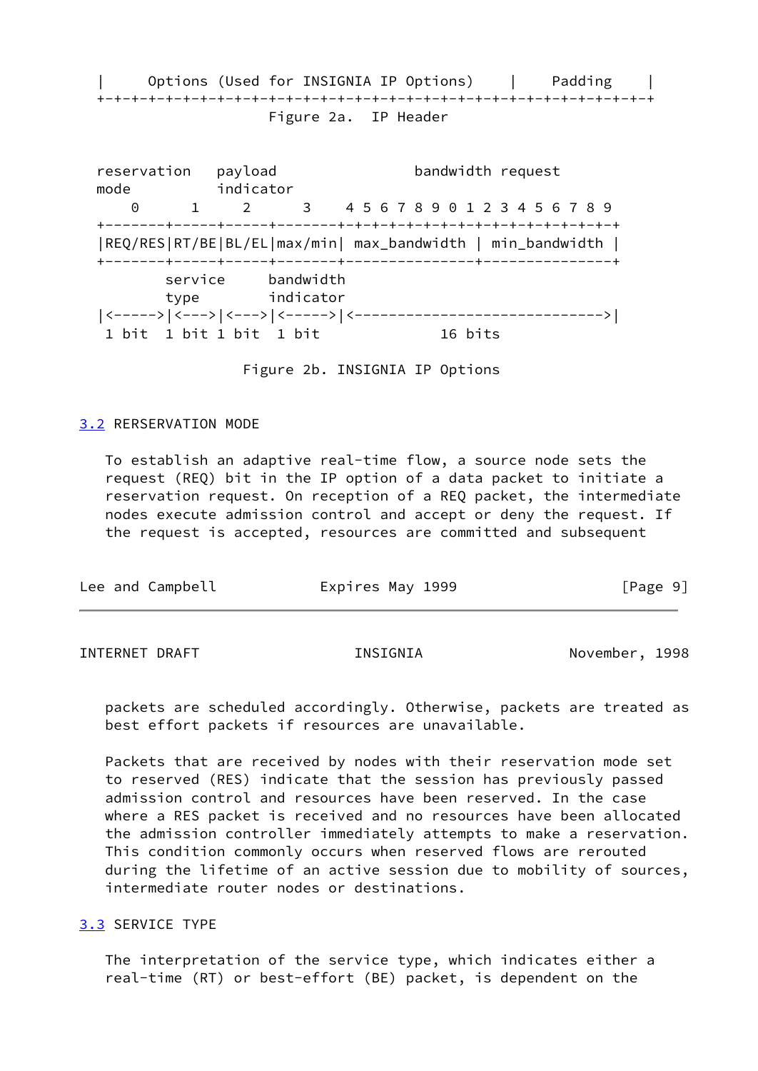```
|     Options (Used for INSIGNIA IP Options)    |     Padding    |
+-+-+-+-+-+-+-+-+-+-+-+-+-+-+-+-+-+-+-+-+-+-+-+-+-+-+-+-+-+-+-+-+
                    Figure 2a.  IP Header
```

```
reservation   payload              bandwidth request
mode          indicator
    0      1     2      3    4 5 6 7 8 9 0 1 2 3 4 5 6 7 8 9
+-------+-----+-----+-------+-+-+-+-+-+-+-+-+-+-+-+-+-+-+-+-+-+
|REQ/RES|RT/BE|BL/EL|max/min| max_bandwidth | min_bandwidth |
+-------+-----+-----+-------+---------------+---------------+
        service     bandwidth
        type        indicator
|<----->|<--->|<--->|<----->|<----------------------------->|
 1 bit  1 bit 1 bit  1 bit             16 bits
```

Figure 2b. INSIGNIA IP Options

## 3.2 RERSERVATION MODE

To establish an adaptive real-time flow, a source node sets the request (REQ) bit in the IP option of a data packet to initiate a reservation request. On reception of a REQ packet, the intermediate nodes execute admission control and accept or deny the request. If the request is accepted, resources are committed and subsequent packets are scheduled accordingly. Otherwise, packets are treated as best effort packets if resources are unavailable.

Packets that are received by nodes with their reservation mode set to reserved (RES) indicate that the session has previously passed admission control and resources have been reserved. In the case where a RES packet is received and no resources have been allocated the admission controller immediately attempts to make a reservation. This condition commonly occurs when reserved flows are rerouted during the lifetime of an active session due to mobility of sources, intermediate router nodes or destinations.

## 3.3 SERVICE TYPE

The interpretation of the service type, which indicates either a real-time (RT) or best-effort (BE) packet, is dependent on the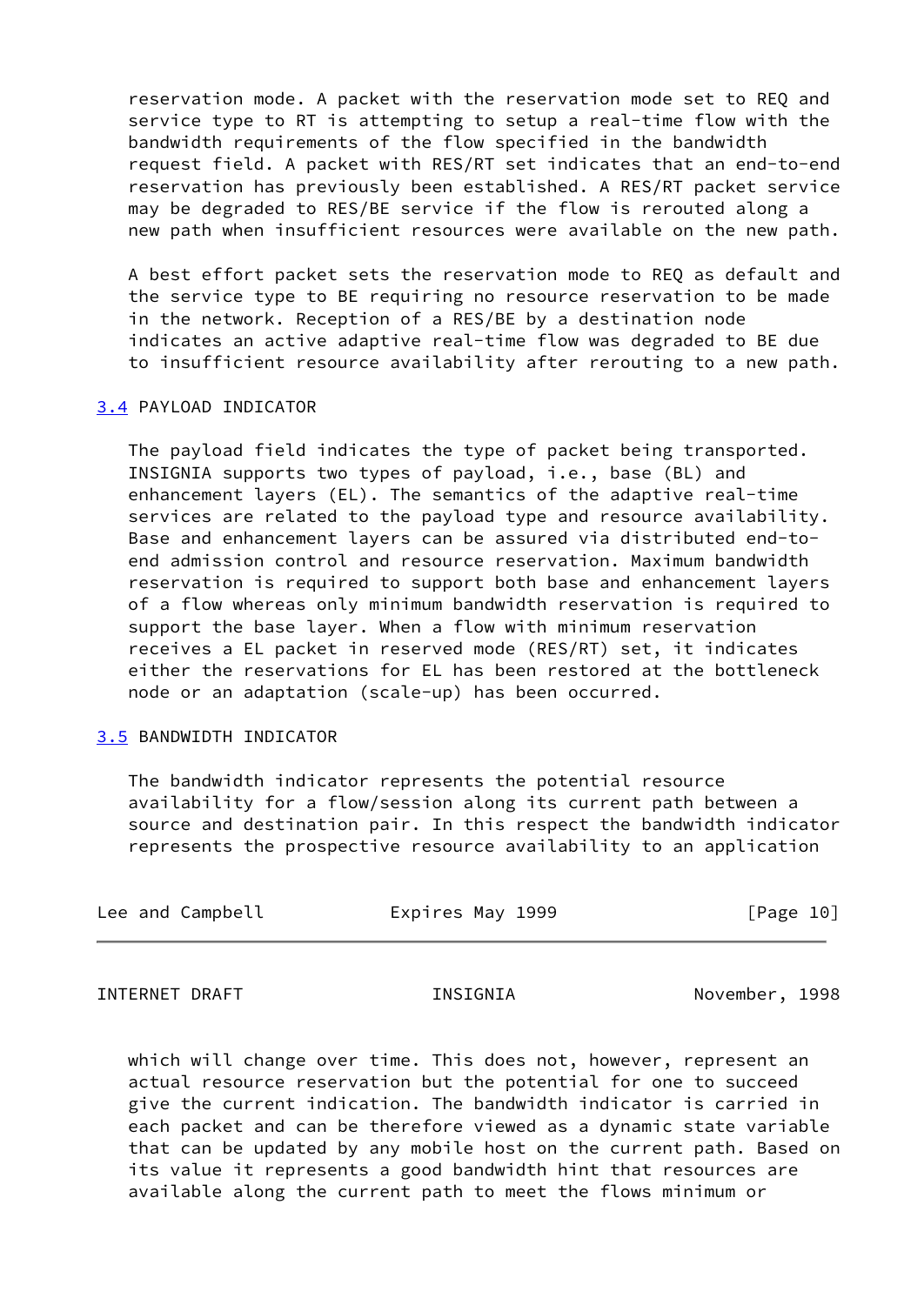reservation mode. A packet with the reservation mode set to REQ and service type to RT is attempting to setup a real-time flow with the bandwidth requirements of the flow specified in the bandwidth request field. A packet with RES/RT set indicates that an end-to-end reservation has previously been established. A RES/RT packet service may be degraded to RES/BE service if the flow is rerouted along a new path when insufficient resources were available on the new path.

A best effort packet sets the reservation mode to REQ as default and the service type to BE requiring no resource reservation to be made in the network. Reception of a RES/BE by a destination node indicates an active adaptive real-time flow was degraded to BE due to insufficient resource availability after rerouting to a new path.

## 3.4 PAYLOAD INDICATOR

The payload field indicates the type of packet being transported. INSIGNIA supports two types of payload, i.e., base (BL) and enhancement layers (EL). The semantics of the adaptive real-time services are related to the payload type and resource availability. Base and enhancement layers can be assured via distributed end-to-end admission control and resource reservation. Maximum bandwidth reservation is required to support both base and enhancement layers of a flow whereas only minimum bandwidth reservation is required to support the base layer. When a flow with minimum reservation receives a EL packet in reserved mode (RES/RT) set, it indicates either the reservations for EL has been restored at the bottleneck node or an adaptation (scale-up) has been occurred.

## 3.5 BANDWIDTH INDICATOR

The bandwidth indicator represents the potential resource availability for a flow/session along its current path between a source and destination pair. In this respect the bandwidth indicator represents the prospective resource availability to an application which will change over time. This does not, however, represent an actual resource reservation but the potential for one to succeed give the current indication. The bandwidth indicator is carried in each packet and can be therefore viewed as a dynamic state variable that can be updated by any mobile host on the current path. Based on its value it represents a good bandwidth hint that resources are available along the current path to meet the flows minimum or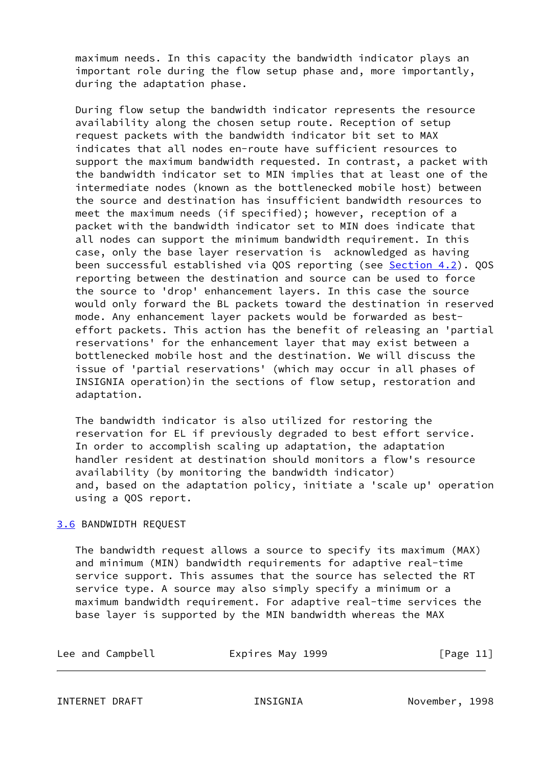maximum needs. In this capacity the bandwidth indicator plays an important role during the flow setup phase and, more importantly, during the adaptation phase.

During flow setup the bandwidth indicator represents the resource availability along the chosen setup route. Reception of setup request packets with the bandwidth indicator bit set to MAX indicates that all nodes en-route have sufficient resources to support the maximum bandwidth requested. In contrast, a packet with the bandwidth indicator set to MIN implies that at least one of the intermediate nodes (known as the bottlenecked mobile host) between the source and destination has insufficient bandwidth resources to meet the maximum needs (if specified); however, reception of a packet with the bandwidth indicator set to MIN does indicate that all nodes can support the minimum bandwidth requirement. In this case, only the base layer reservation is acknowledged as having been successful established via QOS reporting (see Section 4.2). QOS reporting between the destination and source can be used to force the source to 'drop' enhancement layers. In this case the source would only forward the BL packets toward the destination in reserved mode. Any enhancement layer packets would be forwarded as best-effort packets. This action has the benefit of releasing an 'partial reservations' for the enhancement layer that may exist between a bottlenecked mobile host and the destination. We will discuss the issue of 'partial reservations' (which may occur in all phases of INSIGNIA operation)in the sections of flow setup, restoration and adaptation.

The bandwidth indicator is also utilized for restoring the reservation for EL if previously degraded to best effort service. In order to accomplish scaling up adaptation, the adaptation handler resident at destination should monitors a flow's resource availability (by monitoring the bandwidth indicator) and, based on the adaptation policy, initiate a 'scale up' operation using a QOS report.

## 3.6 BANDWIDTH REQUEST

The bandwidth request allows a source to specify its maximum (MAX) and minimum (MIN) bandwidth requirements for adaptive real-time service support. This assumes that the source has selected the RT service type. A source may also simply specify a minimum or a maximum bandwidth requirement. For adaptive real-time services the base layer is supported by the MIN bandwidth whereas the MAX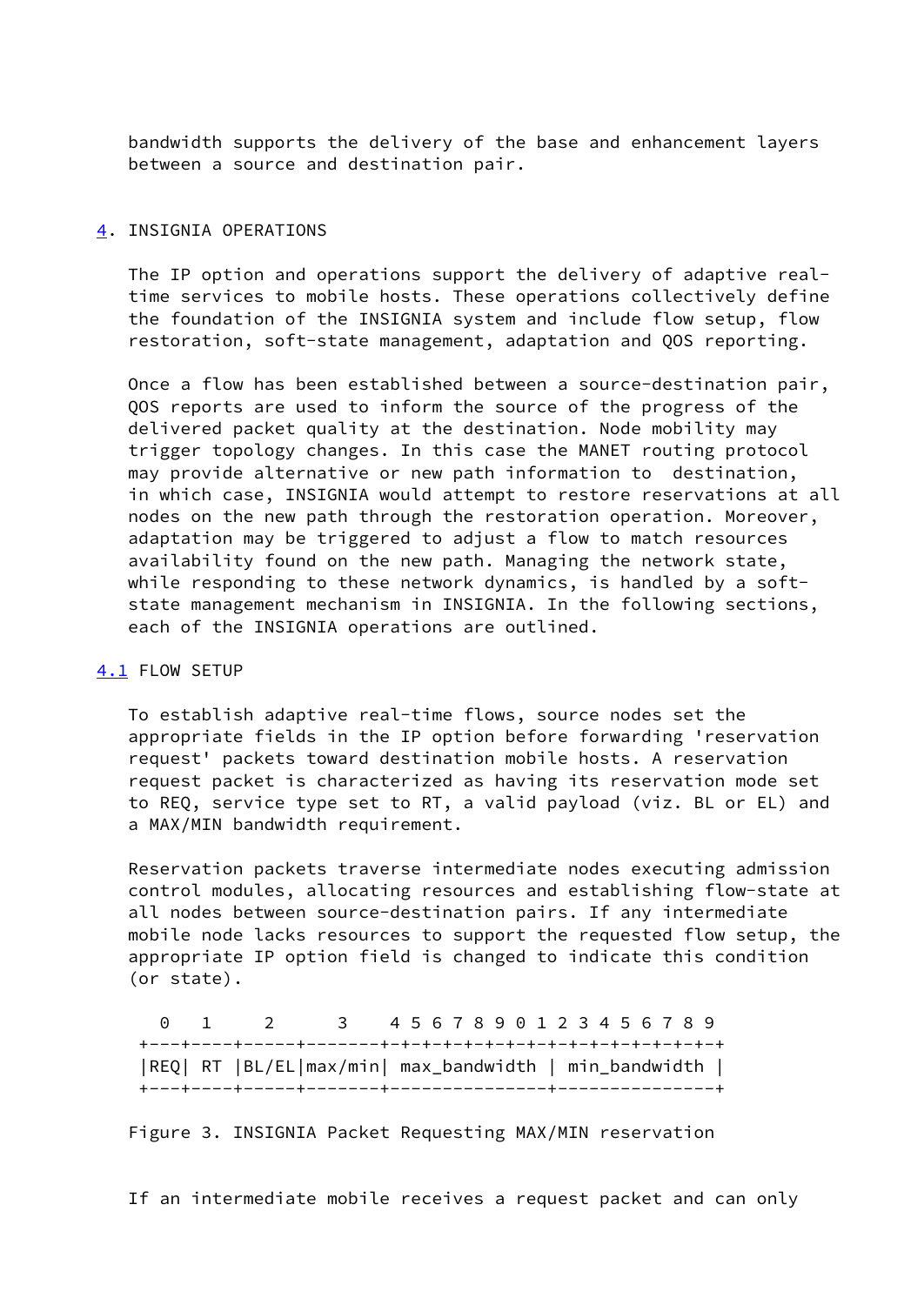bandwidth supports the delivery of the base and enhancement layers between a source and destination pair.

## 4. INSIGNIA OPERATIONS

The IP option and operations support the delivery of adaptive real-time services to mobile hosts. These operations collectively define the foundation of the INSIGNIA system and include flow setup, flow restoration, soft-state management, adaptation and QOS reporting.

Once a flow has been established between a source-destination pair, QOS reports are used to inform the source of the progress of the delivered packet quality at the destination. Node mobility may trigger topology changes. In this case the MANET routing protocol may provide alternative or new path information to destination, in which case, INSIGNIA would attempt to restore reservations at all nodes on the new path through the restoration operation. Moreover, adaptation may be triggered to adjust a flow to match resources availability found on the new path. Managing the network state, while responding to these network dynamics, is handled by a soft-state management mechanism in INSIGNIA. In the following sections, each of the INSIGNIA operations are outlined.

### 4.1 FLOW SETUP

To establish adaptive real-time flows, source nodes set the appropriate fields in the IP option before forwarding 'reservation request' packets toward destination mobile hosts. A reservation request packet is characterized as having its reservation mode set to REQ, service type set to RT, a valid payload (viz. BL or EL) and a MAX/MIN bandwidth requirement.

Reservation packets traverse intermediate nodes executing admission control modules, allocating resources and establishing flow-state at all nodes between source-destination pairs. If any intermediate mobile node lacks resources to support the requested flow setup, the appropriate IP option field is changed to indicate this condition (or state).

```
  0   1    2      3    4 5 6 7 8 9 0 1 2 3 4 5 6 7 8 9
 +---+----+-----+-------+-+-+-+-+-+-+-+-+-+-+-+-+-+-+-+-+
 |REQ| RT |BL/EL|max/min| max_bandwidth | min_bandwidth |
 +---+----+-----+-------+---------------+---------------+
```

Figure 3. INSIGNIA Packet Requesting MAX/MIN reservation

If an intermediate mobile receives a request packet and can only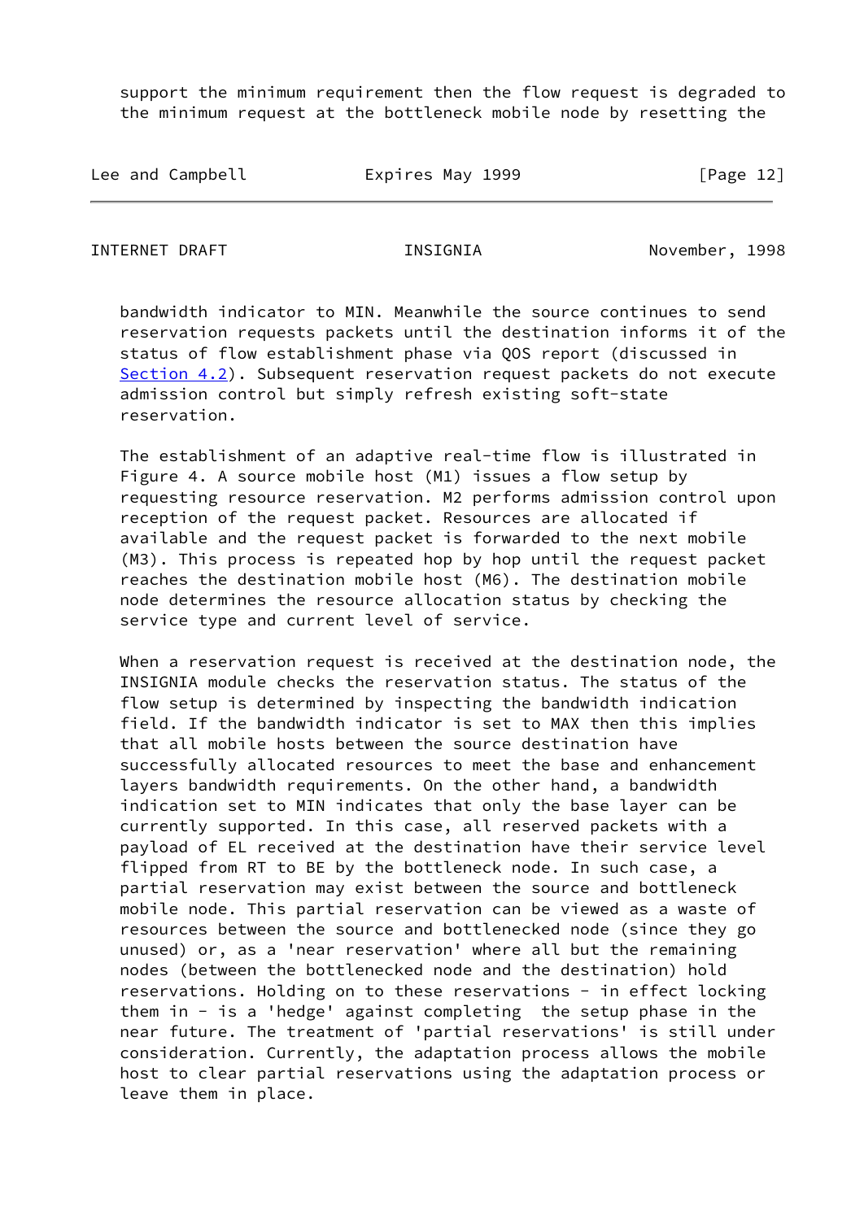support the minimum requirement then the flow request is degraded to the minimum request at the bottleneck mobile node by resetting the

bandwidth indicator to MIN. Meanwhile the source continues to send reservation requests packets until the destination informs it of the status of flow establishment phase via QOS report (discussed in Section 4.2). Subsequent reservation request packets do not execute admission control but simply refresh existing soft-state reservation.

The establishment of an adaptive real-time flow is illustrated in Figure 4. A source mobile host (M1) issues a flow setup by requesting resource reservation. M2 performs admission control upon reception of the request packet. Resources are allocated if available and the request packet is forwarded to the next mobile (M3). This process is repeated hop by hop until the request packet reaches the destination mobile host (M6). The destination mobile node determines the resource allocation status by checking the service type and current level of service.

When a reservation request is received at the destination node, the INSIGNIA module checks the reservation status. The status of the flow setup is determined by inspecting the bandwidth indication field. If the bandwidth indicator is set to MAX then this implies that all mobile hosts between the source destination have successfully allocated resources to meet the base and enhancement layers bandwidth requirements. On the other hand, a bandwidth indication set to MIN indicates that only the base layer can be currently supported. In this case, all reserved packets with a payload of EL received at the destination have their service level flipped from RT to BE by the bottleneck node. In such case, a partial reservation may exist between the source and bottleneck mobile node. This partial reservation can be viewed as a waste of resources between the source and bottlenecked node (since they go unused) or, as a 'near reservation' where all but the remaining nodes (between the bottlenecked node and the destination) hold reservations. Holding on to these reservations - in effect locking them in - is a 'hedge' against completing  the setup phase in the near future. The treatment of 'partial reservations' is still under consideration. Currently, the adaptation process allows the mobile host to clear partial reservations using the adaptation process or leave them in place.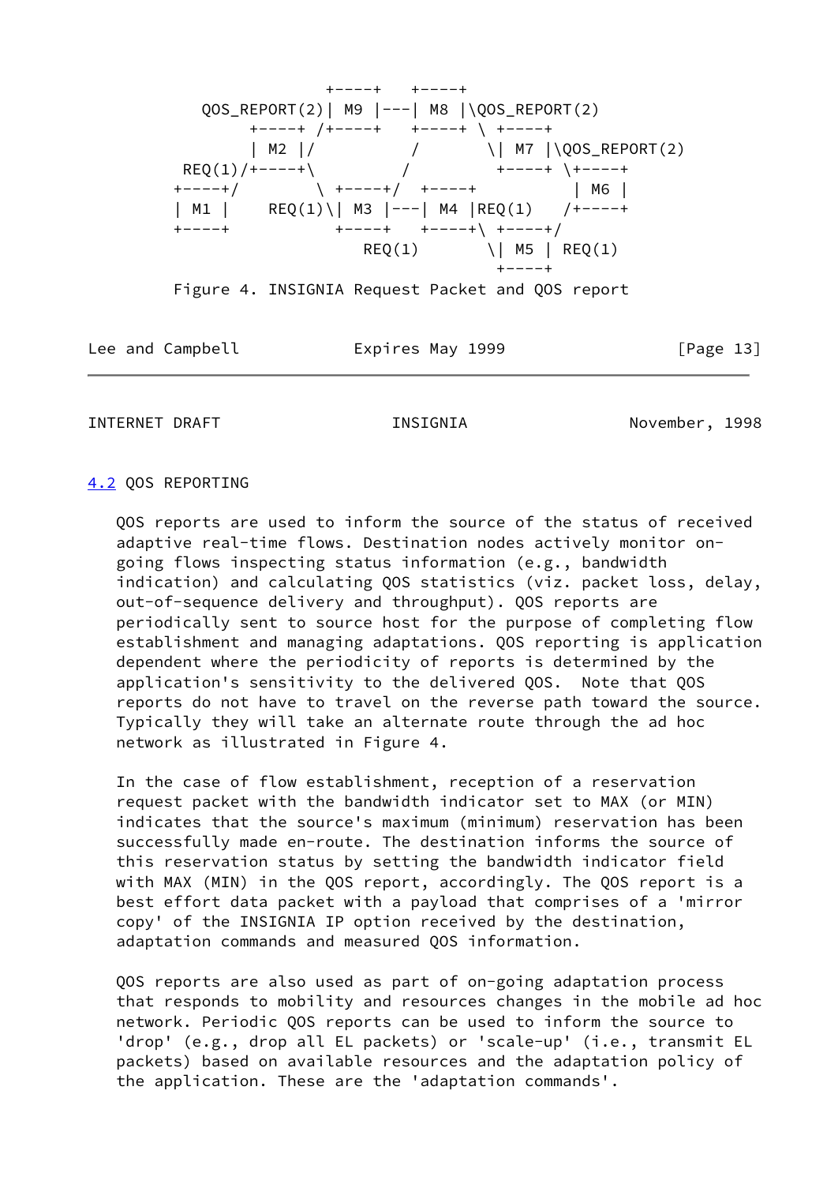```
                 +----+   +----+
    QOS_REPORT(2)| M9 |---| M8 |\QOS_REPORT(2)
         +----+ /+----+   +----+ \ +----+
         | M2 |/          /       \| M7 |\QOS_REPORT(2)
   REQ(1)/+----+\        /         +----+ \+----+
  +----+/        \ +----+/  +----+          | M6 |
  | M1 |    REQ(1)\| M3 |---| M4 |REQ(1)   /+----+
  +----+           +----+   +----+\ +----+/
                      REQ(1)       \| M5 | REQ(1)
                                    +----+
```

Figure 4. INSIGNIA Request Packet and QOS report

## 4.2 QOS REPORTING

QOS reports are used to inform the source of the status of received adaptive real-time flows. Destination nodes actively monitor on-going flows inspecting status information (e.g., bandwidth indication) and calculating QOS statistics (viz. packet loss, delay, out-of-sequence delivery and throughput). QOS reports are periodically sent to source host for the purpose of completing flow establishment and managing adaptations. QOS reporting is application dependent where the periodicity of reports is determined by the application's sensitivity to the delivered QOS. Note that QOS reports do not have to travel on the reverse path toward the source. Typically they will take an alternate route through the ad hoc network as illustrated in Figure 4.

In the case of flow establishment, reception of a reservation request packet with the bandwidth indicator set to MAX (or MIN) indicates that the source's maximum (minimum) reservation has been successfully made en-route. The destination informs the source of this reservation status by setting the bandwidth indicator field with MAX (MIN) in the QOS report, accordingly. The QOS report is a best effort data packet with a payload that comprises of a 'mirror copy' of the INSIGNIA IP option received by the destination, adaptation commands and measured QOS information.

QOS reports are also used as part of on-going adaptation process that responds to mobility and resources changes in the mobile ad hoc network. Periodic QOS reports can be used to inform the source to 'drop' (e.g., drop all EL packets) or 'scale-up' (i.e., transmit EL packets) based on available resources and the adaptation policy of the application. These are the 'adaptation commands'.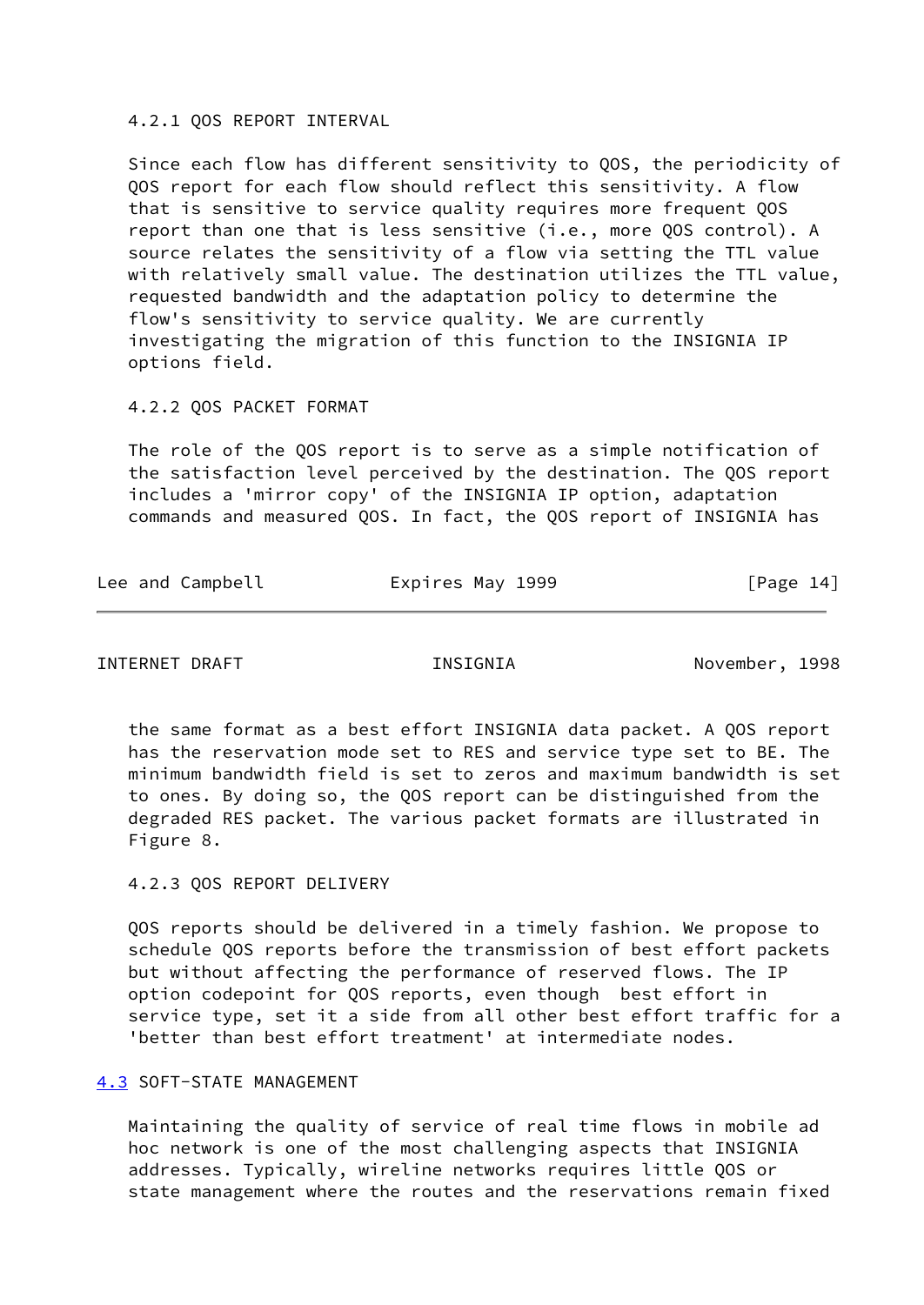#### 4.2.1 QOS REPORT INTERVAL

Since each flow has different sensitivity to QOS, the periodicity of QOS report for each flow should reflect this sensitivity. A flow that is sensitive to service quality requires more frequent QOS report than one that is less sensitive (i.e., more QOS control). A source relates the sensitivity of a flow via setting the TTL value with relatively small value. The destination utilizes the TTL value, requested bandwidth and the adaptation policy to determine the flow's sensitivity to service quality. We are currently investigating the migration of this function to the INSIGNIA IP options field.

#### 4.2.2 QOS PACKET FORMAT

The role of the QOS report is to serve as a simple notification of the satisfaction level perceived by the destination. The QOS report includes a 'mirror copy' of the INSIGNIA IP option, adaptation commands and measured QOS. In fact, the QOS report of INSIGNIA has the same format as a best effort INSIGNIA data packet. A QOS report has the reservation mode set to RES and service type set to BE. The minimum bandwidth field is set to zeros and maximum bandwidth is set to ones. By doing so, the QOS report can be distinguished from the degraded RES packet. The various packet formats are illustrated in Figure 8.

#### 4.2.3 QOS REPORT DELIVERY

QOS reports should be delivered in a timely fashion. We propose to schedule QOS reports before the transmission of best effort packets but without affecting the performance of reserved flows. The IP option codepoint for QOS reports, even though best effort in service type, set it a side from all other best effort traffic for a 'better than best effort treatment' at intermediate nodes.

### 4.3 SOFT-STATE MANAGEMENT

Maintaining the quality of service of real time flows in mobile ad hoc network is one of the most challenging aspects that INSIGNIA addresses. Typically, wireline networks requires little QOS or state management where the routes and the reservations remain fixed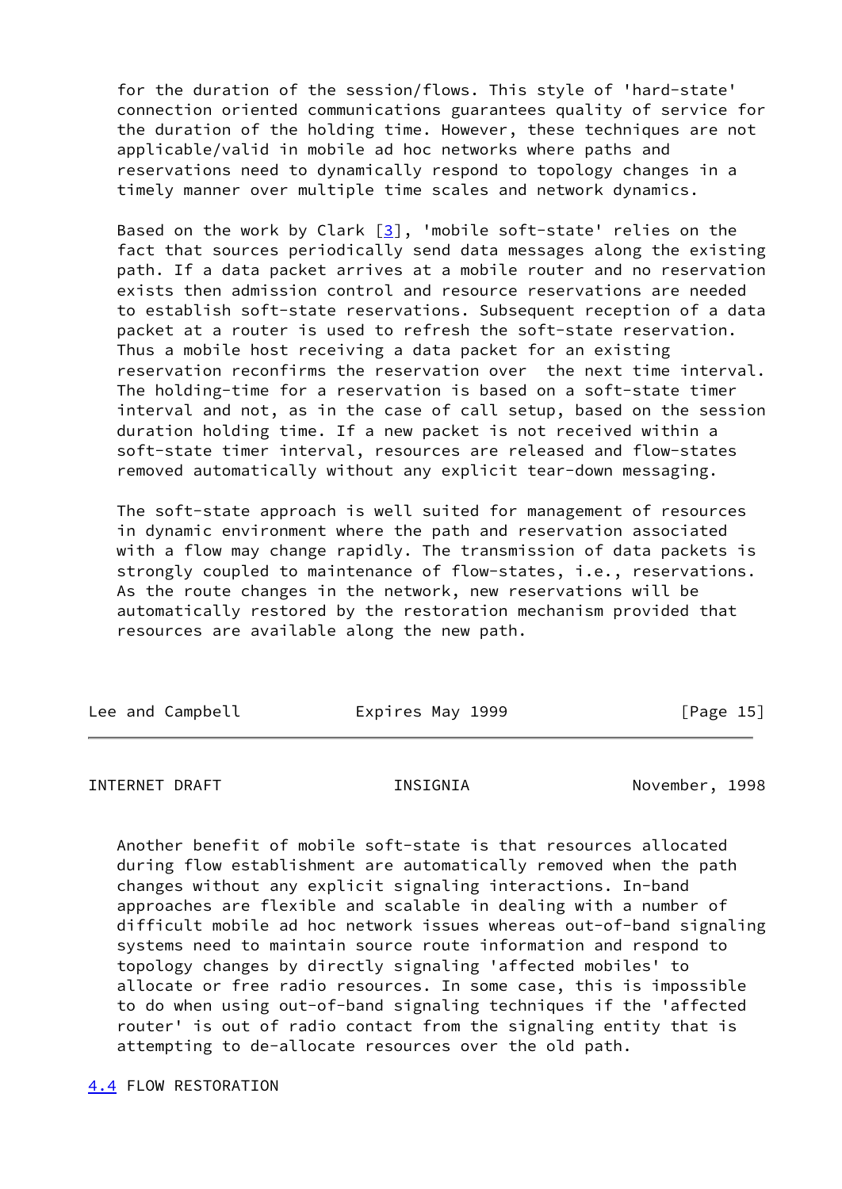for the duration of the session/flows. This style of 'hard-state' connection oriented communications guarantees quality of service for the duration of the holding time. However, these techniques are not applicable/valid in mobile ad hoc networks where paths and reservations need to dynamically respond to topology changes in a timely manner over multiple time scales and network dynamics.

Based on the work by Clark [3], 'mobile soft-state' relies on the fact that sources periodically send data messages along the existing path. If a data packet arrives at a mobile router and no reservation exists then admission control and resource reservations are needed to establish soft-state reservations. Subsequent reception of a data packet at a router is used to refresh the soft-state reservation. Thus a mobile host receiving a data packet for an existing reservation reconfirms the reservation over the next time interval. The holding-time for a reservation is based on a soft-state timer interval and not, as in the case of call setup, based on the session duration holding time. If a new packet is not received within a soft-state timer interval, resources are released and flow-states removed automatically without any explicit tear-down messaging.

The soft-state approach is well suited for management of resources in dynamic environment where the path and reservation associated with a flow may change rapidly. The transmission of data packets is strongly coupled to maintenance of flow-states, i.e., reservations. As the route changes in the network, new reservations will be automatically restored by the restoration mechanism provided that resources are available along the new path.

Another benefit of mobile soft-state is that resources allocated during flow establishment are automatically removed when the path changes without any explicit signaling interactions. In-band approaches are flexible and scalable in dealing with a number of difficult mobile ad hoc network issues whereas out-of-band signaling systems need to maintain source route information and respond to topology changes by directly signaling 'affected mobiles' to allocate or free radio resources. In some case, this is impossible to do when using out-of-band signaling techniques if the 'affected router' is out of radio contact from the signaling entity that is attempting to de-allocate resources over the old path.

### 4.4 FLOW RESTORATION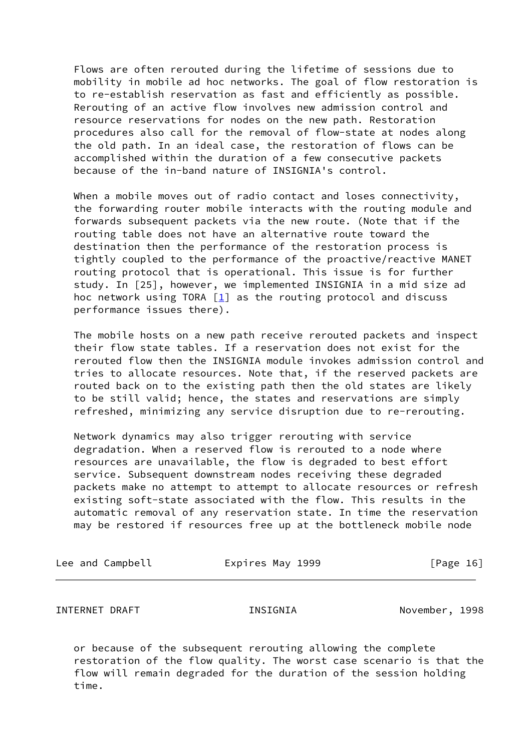Flows are often rerouted during the lifetime of sessions due to mobility in mobile ad hoc networks. The goal of flow restoration is to re-establish reservation as fast and efficiently as possible. Rerouting of an active flow involves new admission control and resource reservations for nodes on the new path. Restoration procedures also call for the removal of flow-state at nodes along the old path. In an ideal case, the restoration of flows can be accomplished within the duration of a few consecutive packets because of the in-band nature of INSIGNIA's control.

When a mobile moves out of radio contact and loses connectivity, the forwarding router mobile interacts with the routing module and forwards subsequent packets via the new route. (Note that if the routing table does not have an alternative route toward the destination then the performance of the restoration process is tightly coupled to the performance of the proactive/reactive MANET routing protocol that is operational. This issue is for further study. In [25], however, we implemented INSIGNIA in a mid size ad hoc network using TORA [1] as the routing protocol and discuss performance issues there).

The mobile hosts on a new path receive rerouted packets and inspect their flow state tables. If a reservation does not exist for the rerouted flow then the INSIGNIA module invokes admission control and tries to allocate resources. Note that, if the reserved packets are routed back on to the existing path then the old states are likely to be still valid; hence, the states and reservations are simply refreshed, minimizing any service disruption due to re-rerouting.

Network dynamics may also trigger rerouting with service degradation. When a reserved flow is rerouted to a node where resources are unavailable, the flow is degraded to best effort service. Subsequent downstream nodes receiving these degraded packets make no attempt to attempt to allocate resources or refresh existing soft-state associated with the flow. This results in the automatic removal of any reservation state. In time the reservation may be restored if resources free up at the bottleneck mobile node or because of the subsequent rerouting allowing the complete restoration of the flow quality. The worst case scenario is that the flow will remain degraded for the duration of the session holding time.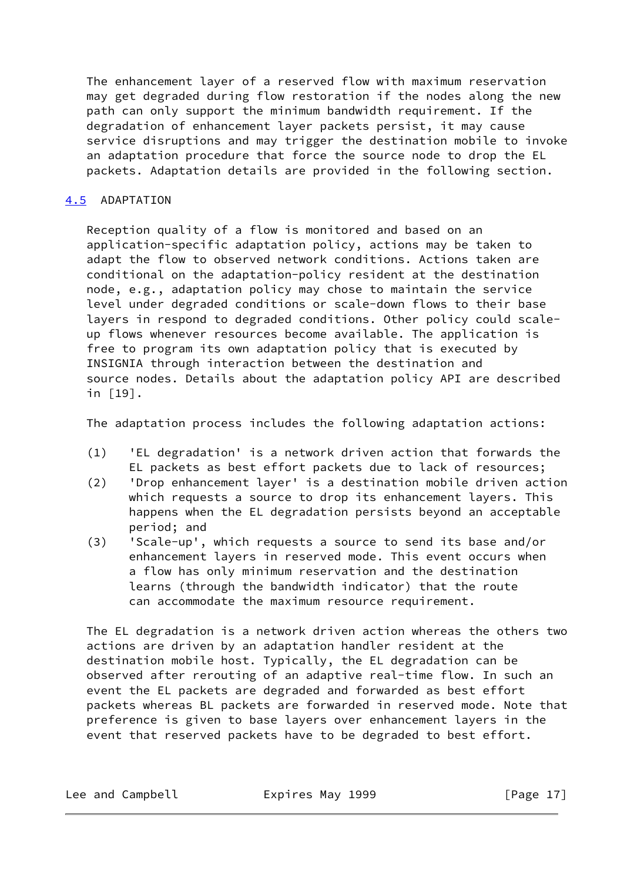The enhancement layer of a reserved flow with maximum reservation may get degraded during flow restoration if the nodes along the new path can only support the minimum bandwidth requirement. If the degradation of enhancement layer packets persist, it may cause service disruptions and may trigger the destination mobile to invoke an adaptation procedure that force the source node to drop the EL packets. Adaptation details are provided in the following section.

## 4.5 ADAPTATION

Reception quality of a flow is monitored and based on an application-specific adaptation policy, actions may be taken to adapt the flow to observed network conditions. Actions taken are conditional on the adaptation-policy resident at the destination node, e.g., adaptation policy may chose to maintain the service level under degraded conditions or scale-down flows to their base layers in respond to degraded conditions. Other policy could scale-up flows whenever resources become available. The application is free to program its own adaptation policy that is executed by INSIGNIA through interaction between the destination and source nodes. Details about the adaptation policy API are described in [19].

The adaptation process includes the following adaptation actions:

(1) 'EL degradation' is a network driven action that forwards the EL packets as best effort packets due to lack of resources;

(2) 'Drop enhancement layer' is a destination mobile driven action which requests a source to drop its enhancement layers. This happens when the EL degradation persists beyond an acceptable period; and

(3) 'Scale-up', which requests a source to send its base and/or enhancement layers in reserved mode. This event occurs when a flow has only minimum reservation and the destination learns (through the bandwidth indicator) that the route can accommodate the maximum resource requirement.

The EL degradation is a network driven action whereas the others two actions are driven by an adaptation handler resident at the destination mobile host. Typically, the EL degradation can be observed after rerouting of an adaptive real-time flow. In such an event the EL packets are degraded and forwarded as best effort packets whereas BL packets are forwarded in reserved mode. Note that preference is given to base layers over enhancement layers in the event that reserved packets have to be degraded to best effort.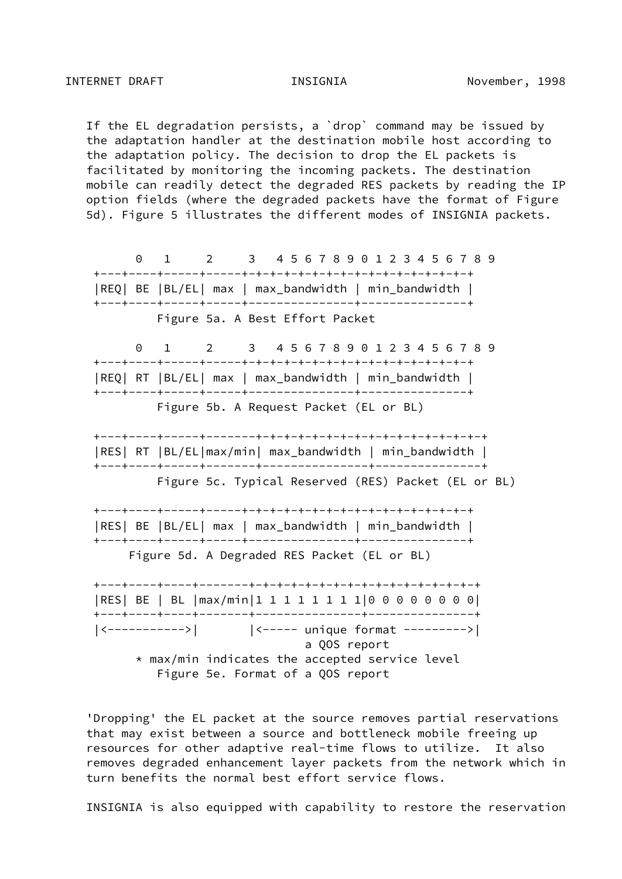If the EL degradation persists, a `drop` command may be issued by the adaptation handler at the destination mobile host according to the adaptation policy. The decision to drop the EL packets is facilitated by monitoring the incoming packets. The destination mobile can readily detect the degraded RES packets by reading the IP option fields (where the degraded packets have the format of Figure 5d). Figure 5 illustrates the different modes of INSIGNIA packets.

```
      0   1     2     3   4 5 6 7 8 9 0 1 2 3 4 5 6 7 8 9
 +---+----+-----+-----+-+-+-+-+-+-+-+-+-+-+-+-+-+-+-+-+-+
 |REQ| BE |BL/EL| max | max_bandwidth | min_bandwidth |
 +---+----+-----+-----+---------------+---------------+
          Figure 5a. A Best Effort Packet

      0   1     2     3   4 5 6 7 8 9 0 1 2 3 4 5 6 7 8 9
 +---+----+-----+-----+-+-+-+-+-+-+-+-+-+-+-+-+-+-+-+-+-+
 |REQ| RT |BL/EL| max | max_bandwidth | min_bandwidth |
 +---+----+-----+-----+---------------+---------------+
          Figure 5b. A Request Packet (EL or BL)

 +---+----+-----+-------+-+-+-+-+-+-+-+-+-+-+-+-+-+-+-+-+-+
 |RES| RT |BL/EL|max/min| max_bandwidth | min_bandwidth |
 +---+----+-----+-------+---------------+---------------+
          Figure 5c. Typical Reserved (RES) Packet (EL or BL)

 +---+----+-----+-----+-+-+-+-+-+-+-+-+-+-+-+-+-+-+-+-+-+
 |RES| BE |BL/EL| max | max_bandwidth | min_bandwidth |
 +---+----+-----+-----+---------------+---------------+
      Figure 5d. A Degraded RES Packet (EL or BL)

 +---+----+----+-------+-+-+-+-+-+-+-+-+-+-+-+-+-+-+-+-+-+
 |RES| BE | BL |max/min|1 1 1 1 1 1 1 1|0 0 0 0 0 0 0 0|
 +---+----+----+-------+---------------+---------------+
 |<----------->|       |<----- unique format --------->|
                               a QOS report
       * max/min indicates the accepted service level
          Figure 5e. Format of a QOS report
```

'Dropping' the EL packet at the source removes partial reservations that may exist between a source and bottleneck mobile freeing up resources for other adaptive real-time flows to utilize. It also removes degraded enhancement layer packets from the network which in turn benefits the normal best effort service flows.

INSIGNIA is also equipped with capability to restore the reservation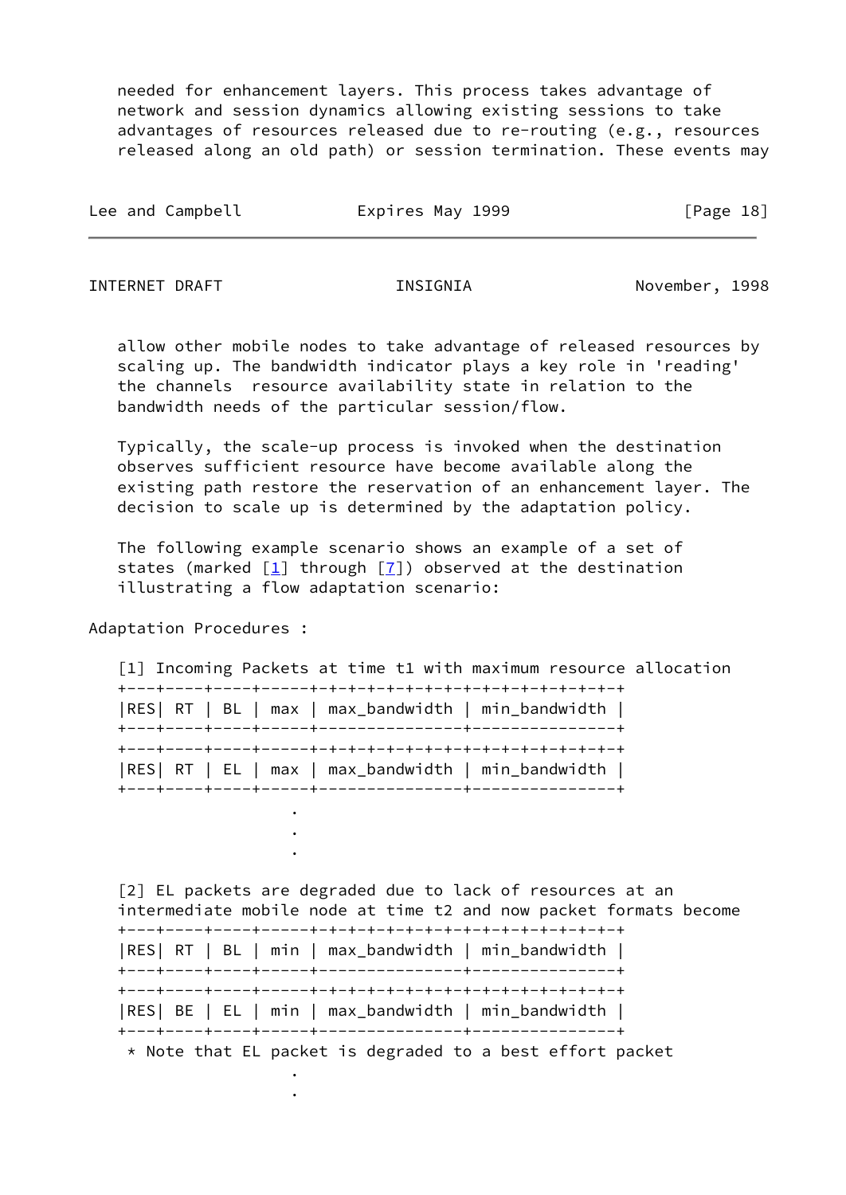needed for enhancement layers. This process takes advantage of network and session dynamics allowing existing sessions to take advantages of resources released due to re-routing (e.g., resources released along an old path) or session termination. These events may allow other mobile nodes to take advantage of released resources by scaling up. The bandwidth indicator plays a key role in 'reading' the channels resource availability state in relation to the bandwidth needs of the particular session/flow.

Typically, the scale-up process is invoked when the destination observes sufficient resource have become available along the existing path restore the reservation of an enhancement layer. The decision to scale up is determined by the adaptation policy.

The following example scenario shows an example of a set of states (marked [1] through [7]) observed at the destination illustrating a flow adaptation scenario:

Adaptation Procedures :

```
   [1] Incoming Packets at time t1 with maximum resource allocation
   +---+----+----+-----+-+-+-+-+-+-+-+-+-+-+-+-+-+-+-+-+
   |RES| RT | BL | max | max_bandwidth | min_bandwidth |
   +---+----+----+-----+---------------+---------------+
   +---+----+----+-----+-+-+-+-+-+-+-+-+-+-+-+-+-+-+-+-+
   |RES| RT | EL | max | max_bandwidth | min_bandwidth |
   +---+----+----+-----+---------------+---------------+
                     .
                     .
                     .

   [2] EL packets are degraded due to lack of resources at an
   intermediate mobile node at time t2 and now packet formats become
   +---+----+----+-----+-+-+-+-+-+-+-+-+-+-+-+-+-+-+-+-+
   |RES| RT | BL | min | max_bandwidth | min_bandwidth |
   +---+----+----+-----+---------------+---------------+
   +---+----+----+-----+-+-+-+-+-+-+-+-+-+-+-+-+-+-+-+-+
   |RES| BE | EL | min | max_bandwidth | min_bandwidth |
   +---+----+----+-----+---------------+---------------+
    * Note that EL packet is degraded to a best effort packet
                     .
                     .
```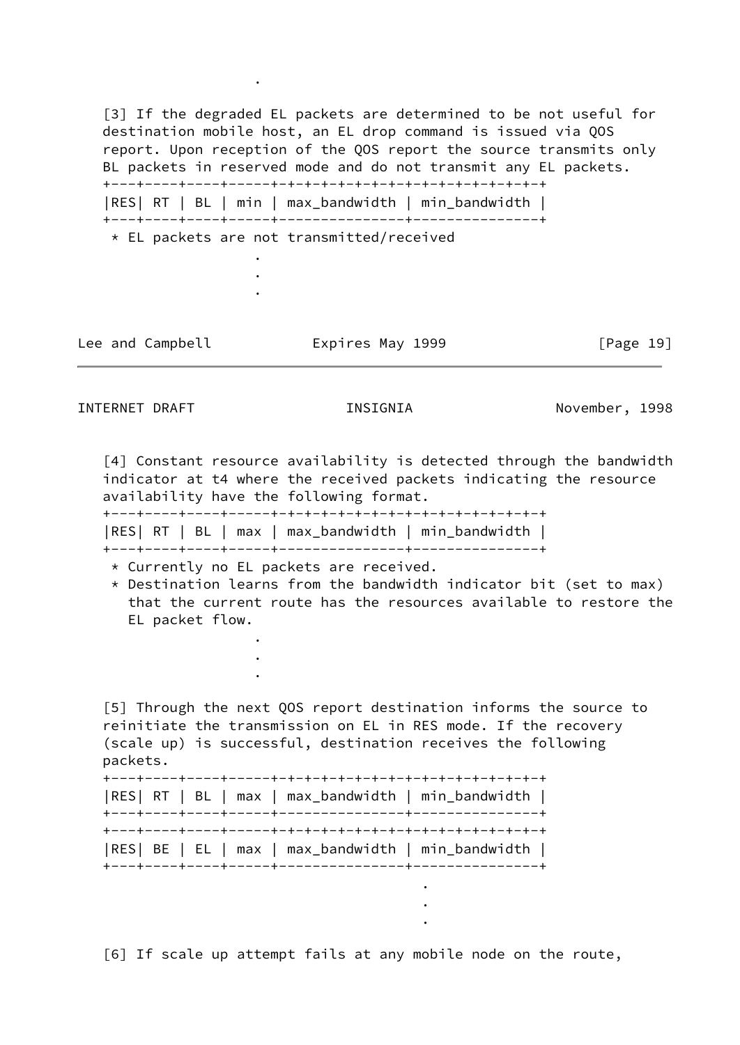.

[3] If the degraded EL packets are determined to be not useful for destination mobile host, an EL drop command is issued via QOS report. Upon reception of the QOS report the source transmits only BL packets in reserved mode and do not transmit any EL packets.

```
+---+----+----+-----+-+-+-+-+-+-+-+-+-+-+-+-+-+-+-+-+
|RES| RT | BL | min | max_bandwidth | min_bandwidth |
+---+----+----+-----+---------------+---------------+
 * EL packets are not transmitted/received
                 .
                 .
                 .
```

[4] Constant resource availability is detected through the bandwidth indicator at t4 where the received packets indicating the resource availability have the following format.

```
+---+----+----+-----+-+-+-+-+-+-+-+-+-+-+-+-+-+-+-+-+
|RES| RT | BL | max | max_bandwidth | min_bandwidth |
+---+----+----+-----+---------------+---------------+
 * Currently no EL packets are received.
 * Destination learns from the bandwidth indicator bit (set to max)
   that the current route has the resources available to restore the
   EL packet flow.
                 .
                 .
                 .
```

[5] Through the next QOS report destination informs the source to reinitiate the transmission on EL in RES mode. If the recovery (scale up) is successful, destination receives the following packets.

```
+---+----+----+-----+-+-+-+-+-+-+-+-+-+-+-+-+-+-+-+-+
|RES| RT | BL | max | max_bandwidth | min_bandwidth |
+---+----+----+-----+---------------+---------------+
+---+----+----+-----+-+-+-+-+-+-+-+-+-+-+-+-+-+-+-+-+
|RES| BE | EL | max | max_bandwidth | min_bandwidth |
+---+----+----+-----+---------------+---------------+
                                     .
                                     .
                                     .
```

[6] If scale up attempt fails at any mobile node on the route,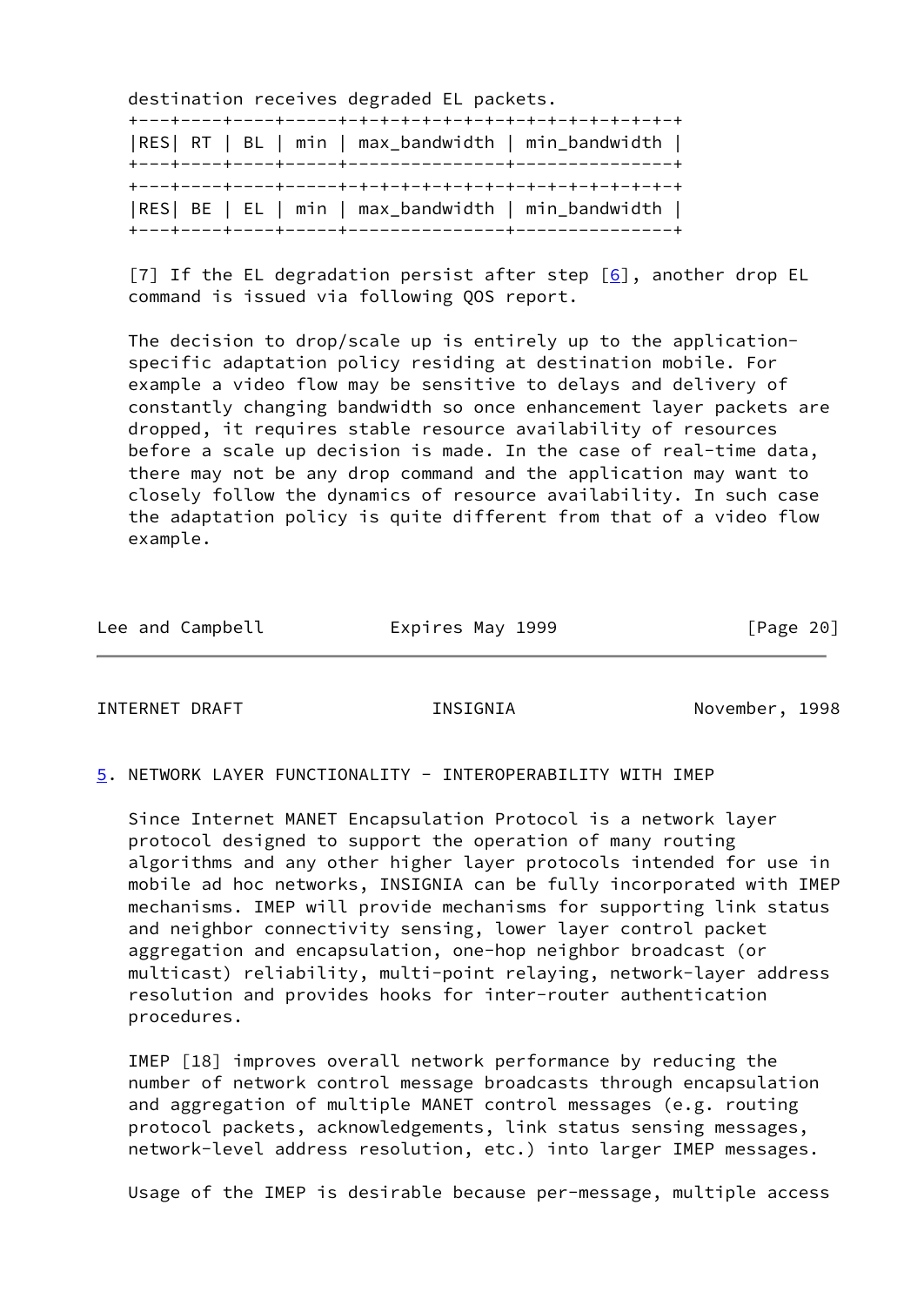destination receives degraded EL packets.

```
+---+----+----+-----+-+-+-+-+-+-+-+-+-+-+-+-+-+-+-+
|RES| RT | BL | min | max_bandwidth | min_bandwidth |
+---+----+----+-----+---------------+---------------+
+---+----+----+-----+-+-+-+-+-+-+-+-+-+-+-+-+-+-+-+
|RES| BE | EL | min | max_bandwidth | min_bandwidth |
+---+----+----+-----+---------------+---------------+
```

[7] If the EL degradation persist after step [6], another drop EL command is issued via following QOS report.

The decision to drop/scale up is entirely up to the application-specific adaptation policy residing at destination mobile. For example a video flow may be sensitive to delays and delivery of constantly changing bandwidth so once enhancement layer packets are dropped, it requires stable resource availability of resources before a scale up decision is made. In the case of real-time data, there may not be any drop command and the application may want to closely follow the dynamics of resource availability. In such case the adaptation policy is quite different from that of a video flow example.

## 5. NETWORK LAYER FUNCTIONALITY - INTEROPERABILITY WITH IMEP

Since Internet MANET Encapsulation Protocol is a network layer protocol designed to support the operation of many routing algorithms and any other higher layer protocols intended for use in mobile ad hoc networks, INSIGNIA can be fully incorporated with IMEP mechanisms. IMEP will provide mechanisms for supporting link status and neighbor connectivity sensing, lower layer control packet aggregation and encapsulation, one-hop neighbor broadcast (or multicast) reliability, multi-point relaying, network-layer address resolution and provides hooks for inter-router authentication procedures.

IMEP [18] improves overall network performance by reducing the number of network control message broadcasts through encapsulation and aggregation of multiple MANET control messages (e.g. routing protocol packets, acknowledgements, link status sensing messages, network-level address resolution, etc.) into larger IMEP messages.

Usage of the IMEP is desirable because per-message, multiple access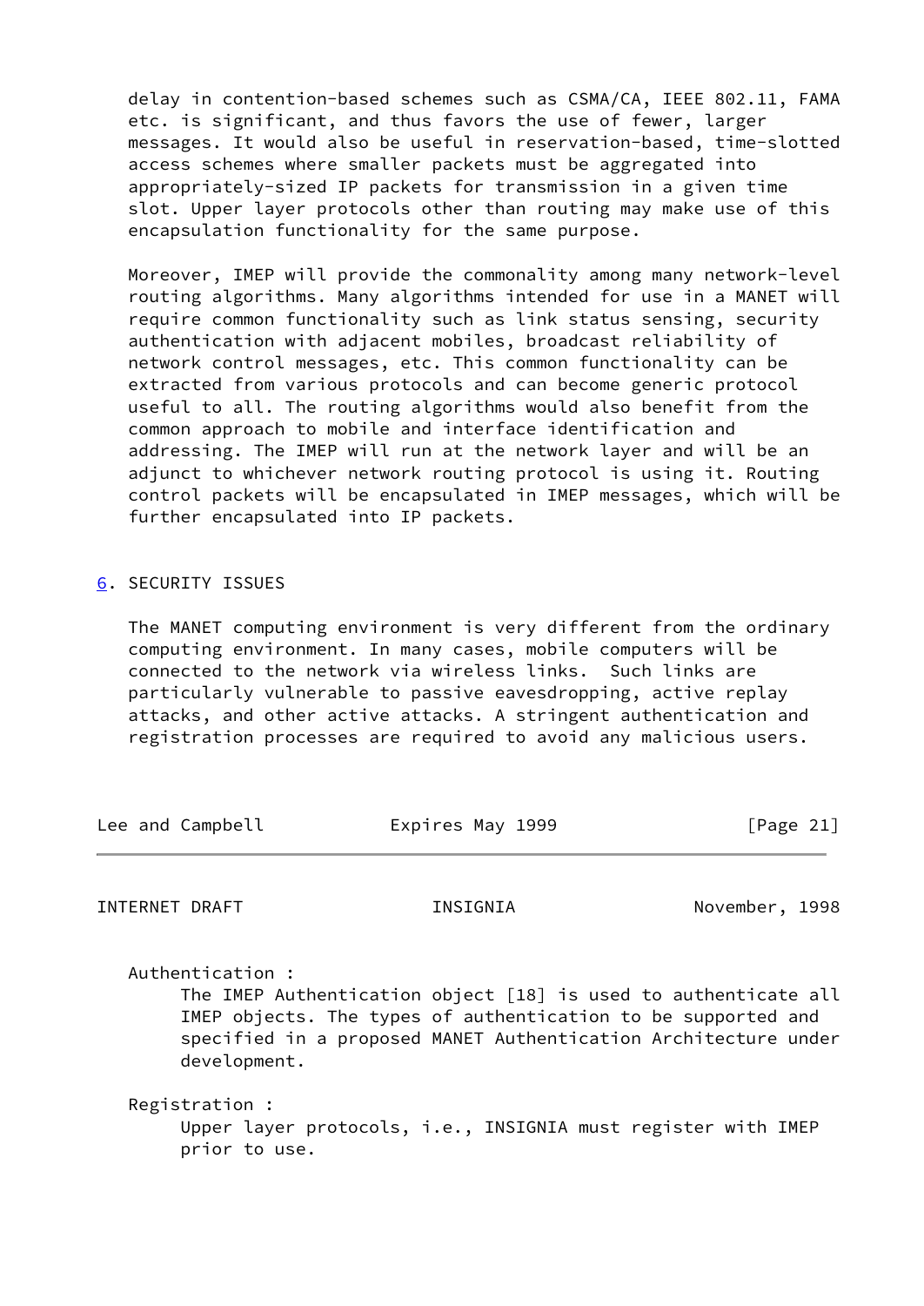delay in contention-based schemes such as CSMA/CA, IEEE 802.11, FAMA etc. is significant, and thus favors the use of fewer, larger messages. It would also be useful in reservation-based, time-slotted access schemes where smaller packets must be aggregated into appropriately-sized IP packets for transmission in a given time slot. Upper layer protocols other than routing may make use of this encapsulation functionality for the same purpose.

Moreover, IMEP will provide the commonality among many network-level routing algorithms. Many algorithms intended for use in a MANET will require common functionality such as link status sensing, security authentication with adjacent mobiles, broadcast reliability of network control messages, etc. This common functionality can be extracted from various protocols and can become generic protocol useful to all. The routing algorithms would also benefit from the common approach to mobile and interface identification and addressing. The IMEP will run at the network layer and will be an adjunct to whichever network routing protocol is using it. Routing control packets will be encapsulated in IMEP messages, which will be further encapsulated into IP packets.

## 6. SECURITY ISSUES

The MANET computing environment is very different from the ordinary computing environment. In many cases, mobile computers will be connected to the network via wireless links. Such links are particularly vulnerable to passive eavesdropping, active replay attacks, and other active attacks. A stringent authentication and registration processes are required to avoid any malicious users.

Authentication :
: The IMEP Authentication object [18] is used to authenticate all IMEP objects. The types of authentication to be supported and specified in a proposed MANET Authentication Architecture under development.

Registration :
: Upper layer protocols, i.e., INSIGNIA must register with IMEP prior to use.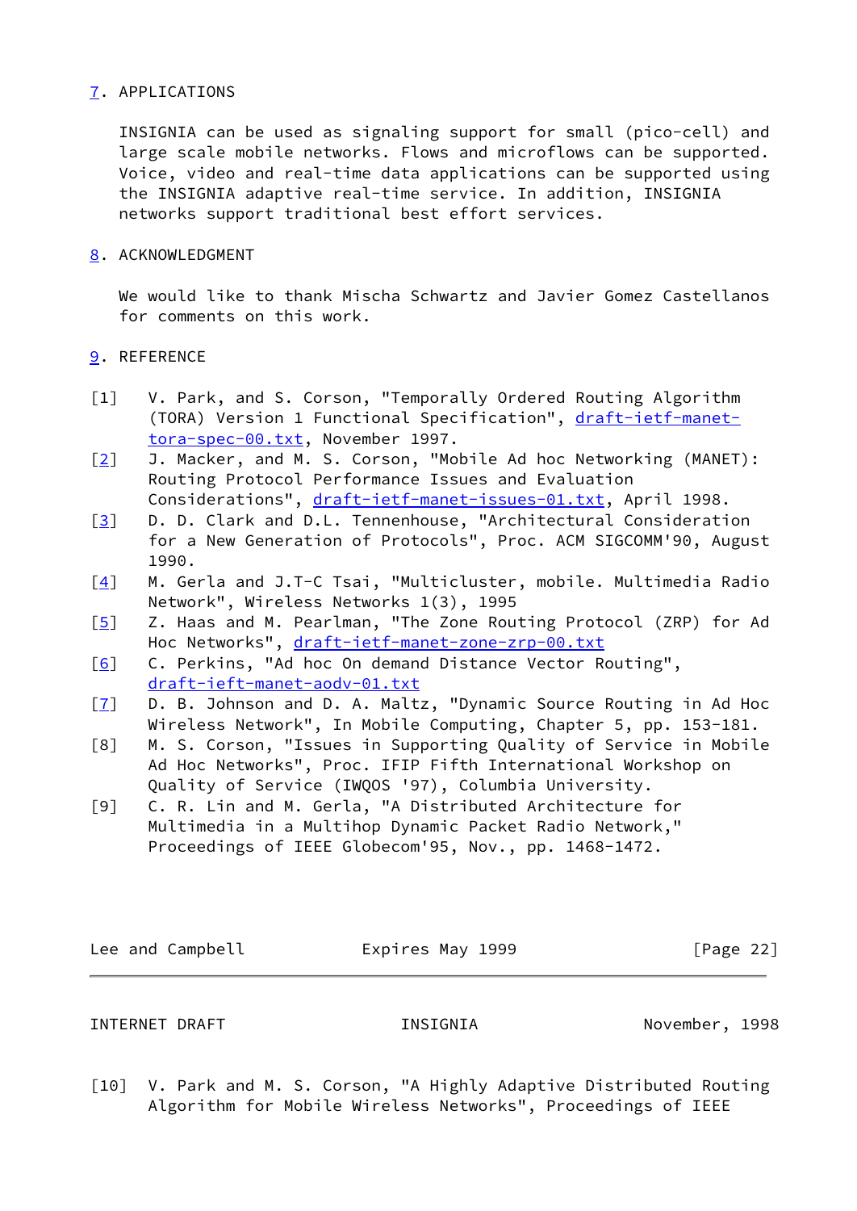## 7. APPLICATIONS

INSIGNIA can be used as signaling support for small (pico-cell) and large scale mobile networks. Flows and microflows can be supported. Voice, video and real-time data applications can be supported using the INSIGNIA adaptive real-time service. In addition, INSIGNIA networks support traditional best effort services.

## 8. ACKNOWLEDGMENT

We would like to thank Mischa Schwartz and Javier Gomez Castellanos for comments on this work.

## 9. REFERENCE

[1] V. Park, and S. Corson, "Temporally Ordered Routing Algorithm (TORA) Version 1 Functional Specification", draft-ietf-manet-tora-spec-00.txt, November 1997.

[2] J. Macker, and M. S. Corson, "Mobile Ad hoc Networking (MANET): Routing Protocol Performance Issues and Evaluation Considerations", draft-ietf-manet-issues-01.txt, April 1998.

[3] D. D. Clark and D.L. Tennenhouse, "Architectural Consideration for a New Generation of Protocols", Proc. ACM SIGCOMM'90, August 1990.

[4] M. Gerla and J.T-C Tsai, "Multicluster, mobile. Multimedia Radio Network", Wireless Networks 1(3), 1995

[5] Z. Haas and M. Pearlman, "The Zone Routing Protocol (ZRP) for Ad Hoc Networks", draft-ietf-manet-zone-zrp-00.txt

[6] C. Perkins, "Ad hoc On demand Distance Vector Routing", draft-ieft-manet-aodv-01.txt

[7] D. B. Johnson and D. A. Maltz, "Dynamic Source Routing in Ad Hoc Wireless Network", In Mobile Computing, Chapter 5, pp. 153-181.

[8] M. S. Corson, "Issues in Supporting Quality of Service in Mobile Ad Hoc Networks", Proc. IFIP Fifth International Workshop on Quality of Service (IWQOS '97), Columbia University.

[9] C. R. Lin and M. Gerla, "A Distributed Architecture for Multimedia in a Multihop Dynamic Packet Radio Network," Proceedings of IEEE Globecom'95, Nov., pp. 1468-1472.

[10] V. Park and M. S. Corson, "A Highly Adaptive Distributed Routing Algorithm for Mobile Wireless Networks", Proceedings of IEEE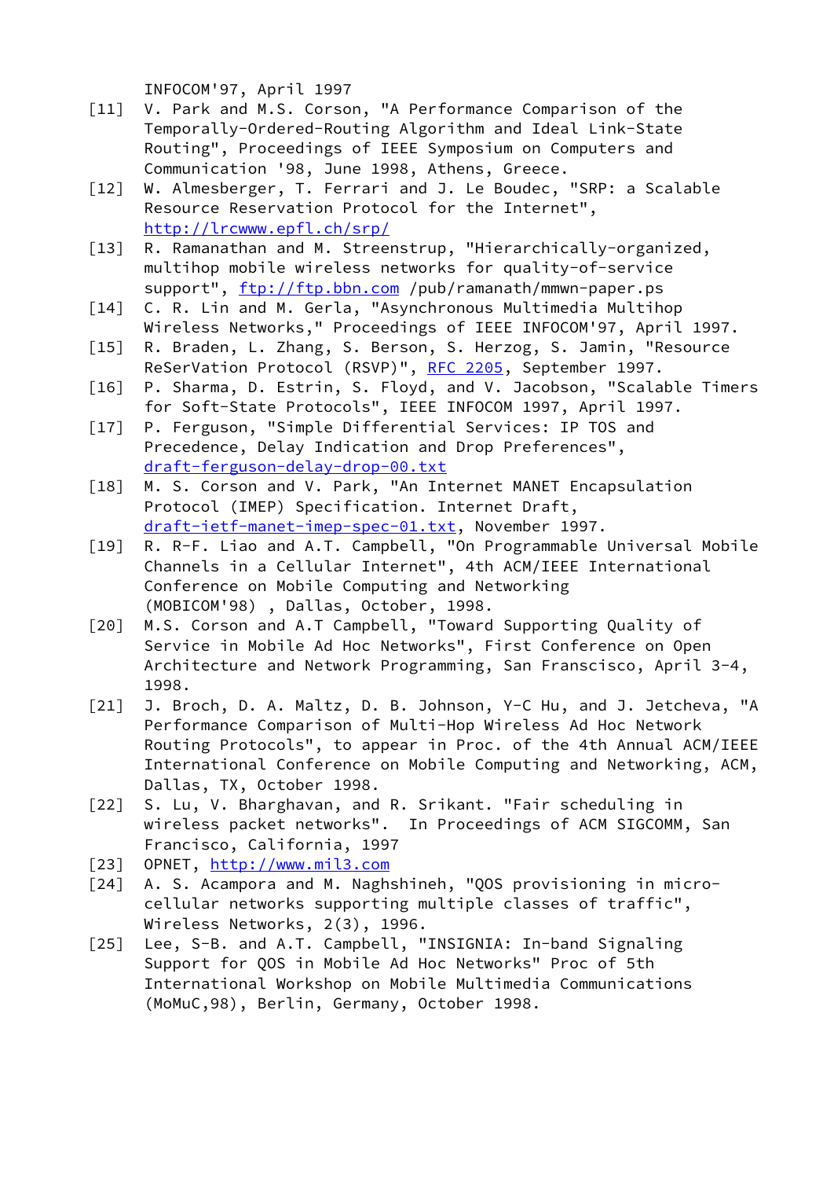INFOCOM'97, April 1997

[11] V. Park and M.S. Corson, "A Performance Comparison of the Temporally-Ordered-Routing Algorithm and Ideal Link-State Routing", Proceedings of IEEE Symposium on Computers and Communication '98, June 1998, Athens, Greece.

[12] W. Almesberger, T. Ferrari and J. Le Boudec, "SRP: a Scalable Resource Reservation Protocol for the Internet", http://lrcwww.epfl.ch/srp/

[13] R. Ramanathan and M. Streenstrup, "Hierarchically-organized, multihop mobile wireless networks for quality-of-service support", ftp://ftp.bbn.com /pub/ramanath/mmwn-paper.ps

[14] C. R. Lin and M. Gerla, "Asynchronous Multimedia Multihop Wireless Networks," Proceedings of IEEE INFOCOM'97, April 1997.

[15] R. Braden, L. Zhang, S. Berson, S. Herzog, S. Jamin, "Resource ReSerVation Protocol (RSVP)", RFC 2205, September 1997.

[16] P. Sharma, D. Estrin, S. Floyd, and V. Jacobson, "Scalable Timers for Soft-State Protocols", IEEE INFOCOM 1997, April 1997.

[17] P. Ferguson, "Simple Differential Services: IP TOS and Precedence, Delay Indication and Drop Preferences", draft-ferguson-delay-drop-00.txt

[18] M. S. Corson and V. Park, "An Internet MANET Encapsulation Protocol (IMEP) Specification. Internet Draft, draft-ietf-manet-imep-spec-01.txt, November 1997.

[19] R. R-F. Liao and A.T. Campbell, "On Programmable Universal Mobile Channels in a Cellular Internet", 4th ACM/IEEE International Conference on Mobile Computing and Networking (MOBICOM'98) , Dallas, October, 1998.

[20] M.S. Corson and A.T Campbell, "Toward Supporting Quality of Service in Mobile Ad Hoc Networks", First Conference on Open Architecture and Network Programming, San Franscisco, April 3-4, 1998.

[21] J. Broch, D. A. Maltz, D. B. Johnson, Y-C Hu, and J. Jetcheva, "A Performance Comparison of Multi-Hop Wireless Ad Hoc Network Routing Protocols", to appear in Proc. of the 4th Annual ACM/IEEE International Conference on Mobile Computing and Networking, ACM, Dallas, TX, October 1998.

[22] S. Lu, V. Bharghavan, and R. Srikant. "Fair scheduling in wireless packet networks". In Proceedings of ACM SIGCOMM, San Francisco, California, 1997

[23] OPNET, http://www.mil3.com

[24] A. S. Acampora and M. Naghshineh, "QOS provisioning in micro-cellular networks supporting multiple classes of traffic", Wireless Networks, 2(3), 1996.

[25] Lee, S-B. and A.T. Campbell, "INSIGNIA: In-band Signaling Support for QOS in Mobile Ad Hoc Networks" Proc of 5th International Workshop on Mobile Multimedia Communications (MoMuC,98), Berlin, Germany, October 1998.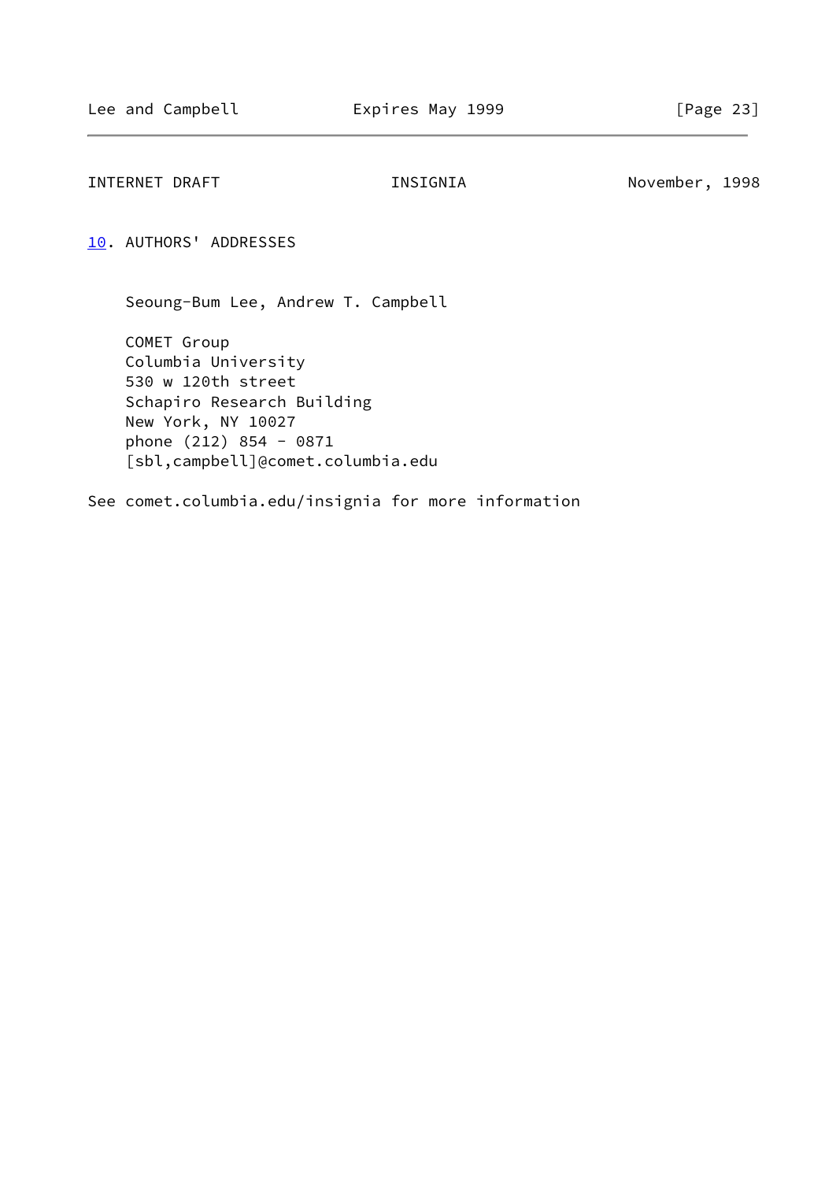## 10. AUTHORS' ADDRESSES

Seoung-Bum Lee, Andrew T. Campbell

COMET Group
Columbia University
530 w 120th street
Schapiro Research Building
New York, NY 10027
phone (212) 854 - 0871
[sbl,campbell]@comet.columbia.edu

See comet.columbia.edu/insignia for more information